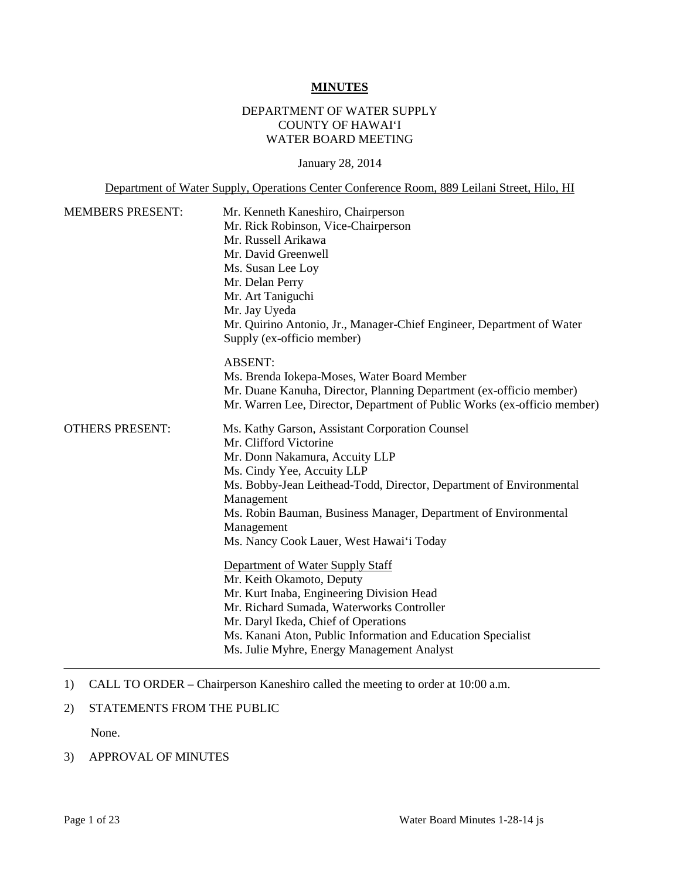**MINUTES**

DEPARTMENT OF WATER SUPPLY
COUNTY OF HAWAIʻI
WATER BOARD MEETING

January 28, 2014

Department of Water Supply, Operations Center Conference Room, 889 Leilani Street, Hilo, HI

MEMBERS PRESENT:

Mr. Kenneth Kaneshiro, Chairperson
Mr. Rick Robinson, Vice-Chairperson
Mr. Russell Arikawa
Mr. David Greenwell
Ms. Susan Lee Loy
Mr. Delan Perry
Mr. Art Taniguchi
Mr. Jay Uyeda
Mr. Quirino Antonio, Jr., Manager-Chief Engineer, Department of Water Supply (ex-officio member)

ABSENT:
Ms. Brenda Iokepa-Moses, Water Board Member
Mr. Duane Kanuha, Director, Planning Department (ex-officio member)
Mr. Warren Lee, Director, Department of Public Works (ex-officio member)

OTHERS PRESENT:

Ms. Kathy Garson, Assistant Corporation Counsel
Mr. Clifford Victorine
Mr. Donn Nakamura, Accuity LLP
Ms. Cindy Yee, Accuity LLP
Ms. Bobby-Jean Leithead-Todd, Director, Department of Environmental Management
Ms. Robin Bauman, Business Manager, Department of Environmental Management
Ms. Nancy Cook Lauer, West Hawaiʻi Today

Department of Water Supply Staff
Mr. Keith Okamoto, Deputy
Mr. Kurt Inaba, Engineering Division Head
Mr. Richard Sumada, Waterworks Controller
Mr. Daryl Ikeda, Chief of Operations
Ms. Kanani Aton, Public Information and Education Specialist
Ms. Julie Myhre, Energy Management Analyst

---

1) CALL TO ORDER – Chairperson Kaneshiro called the meeting to order at 10:00 a.m.

2) STATEMENTS FROM THE PUBLIC

   None.

3) APPROVAL OF MINUTES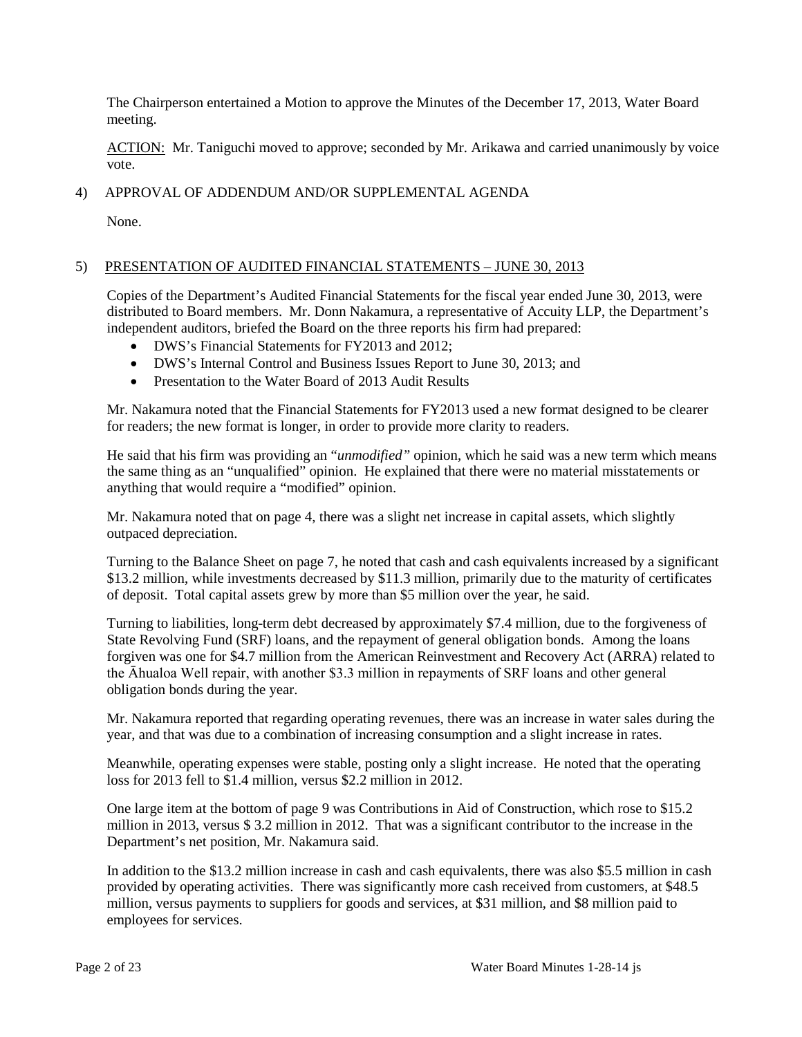The Chairperson entertained a Motion to approve the Minutes of the December 17, 2013, Water Board meeting.

ACTION: Mr. Taniguchi moved to approve; seconded by Mr. Arikawa and carried unanimously by voice vote.

4) APPROVAL OF ADDENDUM AND/OR SUPPLEMENTAL AGENDA

None.

5) PRESENTATION OF AUDITED FINANCIAL STATEMENTS – JUNE 30, 2013

Copies of the Department's Audited Financial Statements for the fiscal year ended June 30, 2013, were distributed to Board members. Mr. Donn Nakamura, a representative of Accuity LLP, the Department's independent auditors, briefed the Board on the three reports his firm had prepared:

- DWS's Financial Statements for FY2013 and 2012;
- DWS's Internal Control and Business Issues Report to June 30, 2013; and
- Presentation to the Water Board of 2013 Audit Results

Mr. Nakamura noted that the Financial Statements for FY2013 used a new format designed to be clearer for readers; the new format is longer, in order to provide more clarity to readers.

He said that his firm was providing an "*unmodified"* opinion, which he said was a new term which means the same thing as an "unqualified" opinion. He explained that there were no material misstatements or anything that would require a "modified" opinion.

Mr. Nakamura noted that on page 4, there was a slight net increase in capital assets, which slightly outpaced depreciation.

Turning to the Balance Sheet on page 7, he noted that cash and cash equivalents increased by a significant $13.2 million, while investments decreased by $11.3 million, primarily due to the maturity of certificates of deposit. Total capital assets grew by more than $5 million over the year, he said.

Turning to liabilities, long-term debt decreased by approximately $7.4 million, due to the forgiveness of State Revolving Fund (SRF) loans, and the repayment of general obligation bonds. Among the loans forgiven was one for $4.7 million from the American Reinvestment and Recovery Act (ARRA) related to the Āhualoa Well repair, with another $3.3 million in repayments of SRF loans and other general obligation bonds during the year.

Mr. Nakamura reported that regarding operating revenues, there was an increase in water sales during the year, and that was due to a combination of increasing consumption and a slight increase in rates.

Meanwhile, operating expenses were stable, posting only a slight increase. He noted that the operating loss for 2013 fell to $1.4 million, versus $2.2 million in 2012.

One large item at the bottom of page 9 was Contributions in Aid of Construction, which rose to $15.2 million in 2013, versus $ 3.2 million in 2012. That was a significant contributor to the increase in the Department's net position, Mr. Nakamura said.

In addition to the $13.2 million increase in cash and cash equivalents, there was also $5.5 million in cash provided by operating activities. There was significantly more cash received from customers, at $48.5 million, versus payments to suppliers for goods and services, at $31 million, and $8 million paid to employees for services.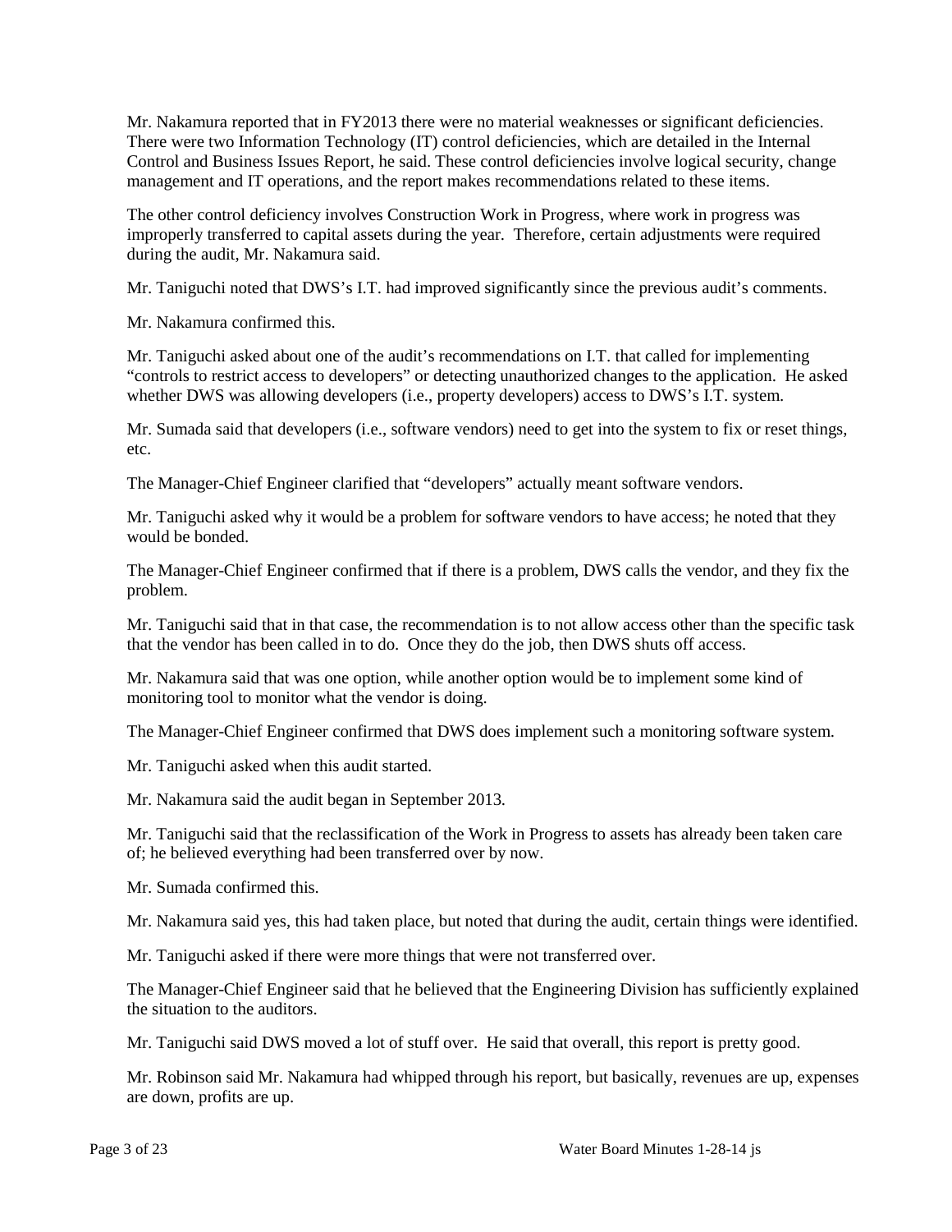Mr. Nakamura reported that in FY2013 there were no material weaknesses or significant deficiencies. There were two Information Technology (IT) control deficiencies, which are detailed in the Internal Control and Business Issues Report, he said. These control deficiencies involve logical security, change management and IT operations, and the report makes recommendations related to these items.

The other control deficiency involves Construction Work in Progress, where work in progress was improperly transferred to capital assets during the year. Therefore, certain adjustments were required during the audit, Mr. Nakamura said.

Mr. Taniguchi noted that DWS's I.T. had improved significantly since the previous audit's comments.

Mr. Nakamura confirmed this.

Mr. Taniguchi asked about one of the audit's recommendations on I.T. that called for implementing "controls to restrict access to developers" or detecting unauthorized changes to the application. He asked whether DWS was allowing developers (i.e., property developers) access to DWS's I.T. system.

Mr. Sumada said that developers (i.e., software vendors) need to get into the system to fix or reset things, etc.

The Manager-Chief Engineer clarified that "developers" actually meant software vendors.

Mr. Taniguchi asked why it would be a problem for software vendors to have access; he noted that they would be bonded.

The Manager-Chief Engineer confirmed that if there is a problem, DWS calls the vendor, and they fix the problem.

Mr. Taniguchi said that in that case, the recommendation is to not allow access other than the specific task that the vendor has been called in to do. Once they do the job, then DWS shuts off access.

Mr. Nakamura said that was one option, while another option would be to implement some kind of monitoring tool to monitor what the vendor is doing.

The Manager-Chief Engineer confirmed that DWS does implement such a monitoring software system.

Mr. Taniguchi asked when this audit started.

Mr. Nakamura said the audit began in September 2013.

Mr. Taniguchi said that the reclassification of the Work in Progress to assets has already been taken care of; he believed everything had been transferred over by now.

Mr. Sumada confirmed this.

Mr. Nakamura said yes, this had taken place, but noted that during the audit, certain things were identified.

Mr. Taniguchi asked if there were more things that were not transferred over.

The Manager-Chief Engineer said that he believed that the Engineering Division has sufficiently explained the situation to the auditors.

Mr. Taniguchi said DWS moved a lot of stuff over. He said that overall, this report is pretty good.

Mr. Robinson said Mr. Nakamura had whipped through his report, but basically, revenues are up, expenses are down, profits are up.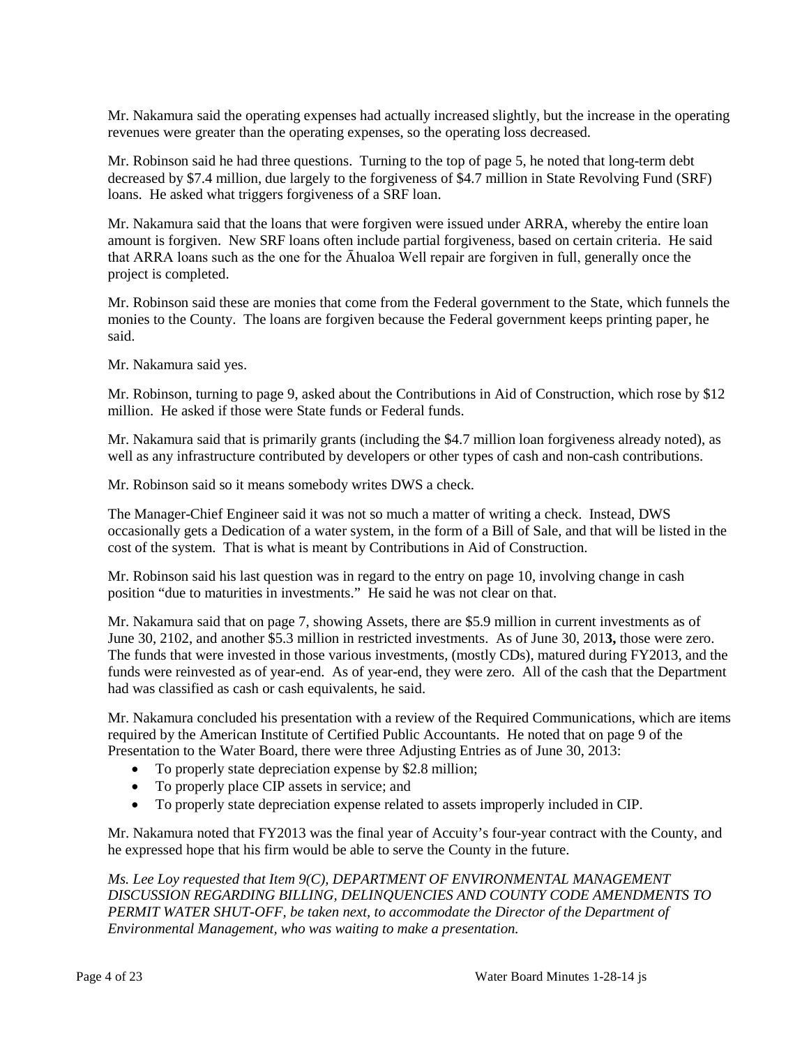Mr. Nakamura said the operating expenses had actually increased slightly, but the increase in the operating revenues were greater than the operating expenses, so the operating loss decreased.

Mr. Robinson said he had three questions. Turning to the top of page 5, he noted that long-term debt decreased by $7.4 million, due largely to the forgiveness of $4.7 million in State Revolving Fund (SRF) loans. He asked what triggers forgiveness of a SRF loan.

Mr. Nakamura said that the loans that were forgiven were issued under ARRA, whereby the entire loan amount is forgiven. New SRF loans often include partial forgiveness, based on certain criteria. He said that ARRA loans such as the one for the Āhualoa Well repair are forgiven in full, generally once the project is completed.

Mr. Robinson said these are monies that come from the Federal government to the State, which funnels the monies to the County. The loans are forgiven because the Federal government keeps printing paper, he said.

Mr. Nakamura said yes.

Mr. Robinson, turning to page 9, asked about the Contributions in Aid of Construction, which rose by $12 million. He asked if those were State funds or Federal funds.

Mr. Nakamura said that is primarily grants (including the $4.7 million loan forgiveness already noted), as well as any infrastructure contributed by developers or other types of cash and non-cash contributions.

Mr. Robinson said so it means somebody writes DWS a check.

The Manager-Chief Engineer said it was not so much a matter of writing a check. Instead, DWS occasionally gets a Dedication of a water system, in the form of a Bill of Sale, and that will be listed in the cost of the system. That is what is meant by Contributions in Aid of Construction.

Mr. Robinson said his last question was in regard to the entry on page 10, involving change in cash position "due to maturities in investments." He said he was not clear on that.

Mr. Nakamura said that on page 7, showing Assets, there are $5.9 million in current investments as of June 30, 2102, and another $5.3 million in restricted investments. As of June 30, 201**3,** those were zero. The funds that were invested in those various investments, (mostly CDs), matured during FY2013, and the funds were reinvested as of year-end. As of year-end, they were zero. All of the cash that the Department had was classified as cash or cash equivalents, he said.

Mr. Nakamura concluded his presentation with a review of the Required Communications, which are items required by the American Institute of Certified Public Accountants. He noted that on page 9 of the Presentation to the Water Board, there were three Adjusting Entries as of June 30, 2013:

- To properly state depreciation expense by $2.8 million;
- To properly place CIP assets in service; and
- To properly state depreciation expense related to assets improperly included in CIP.

Mr. Nakamura noted that FY2013 was the final year of Accuity's four-year contract with the County, and he expressed hope that his firm would be able to serve the County in the future.

*Ms. Lee Loy requested that Item 9(C), DEPARTMENT OF ENVIRONMENTAL MANAGEMENT DISCUSSION REGARDING BILLING, DELINQUENCIES AND COUNTY CODE AMENDMENTS TO PERMIT WATER SHUT-OFF, be taken next, to accommodate the Director of the Department of Environmental Management, who was waiting to make a presentation.*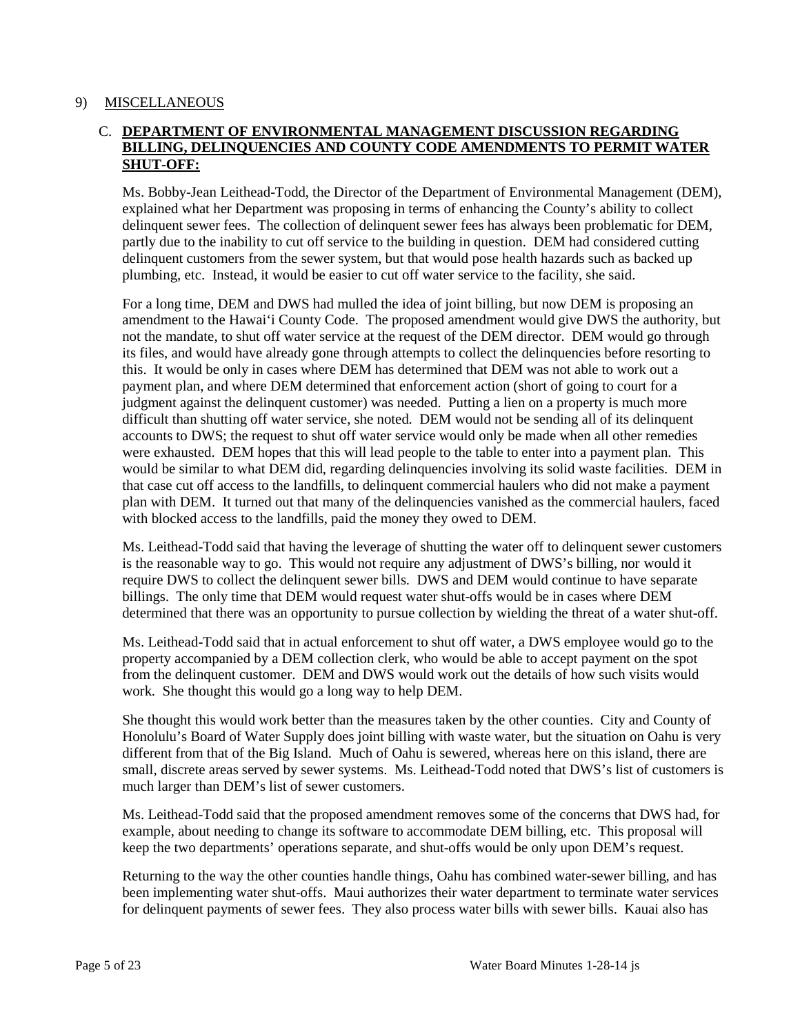9) MISCELLANEOUS

C. **DEPARTMENT OF ENVIRONMENTAL MANAGEMENT DISCUSSION REGARDING BILLING, DELINQUENCIES AND COUNTY CODE AMENDMENTS TO PERMIT WATER SHUT-OFF:**

Ms. Bobby-Jean Leithead-Todd, the Director of the Department of Environmental Management (DEM), explained what her Department was proposing in terms of enhancing the County's ability to collect delinquent sewer fees. The collection of delinquent sewer fees has always been problematic for DEM, partly due to the inability to cut off service to the building in question. DEM had considered cutting delinquent customers from the sewer system, but that would pose health hazards such as backed up plumbing, etc. Instead, it would be easier to cut off water service to the facility, she said.

For a long time, DEM and DWS had mulled the idea of joint billing, but now DEM is proposing an amendment to the Hawai'i County Code. The proposed amendment would give DWS the authority, but not the mandate, to shut off water service at the request of the DEM director. DEM would go through its files, and would have already gone through attempts to collect the delinquencies before resorting to this. It would be only in cases where DEM has determined that DEM was not able to work out a payment plan, and where DEM determined that enforcement action (short of going to court for a judgment against the delinquent customer) was needed. Putting a lien on a property is much more difficult than shutting off water service, she noted. DEM would not be sending all of its delinquent accounts to DWS; the request to shut off water service would only be made when all other remedies were exhausted. DEM hopes that this will lead people to the table to enter into a payment plan. This would be similar to what DEM did, regarding delinquencies involving its solid waste facilities. DEM in that case cut off access to the landfills, to delinquent commercial haulers who did not make a payment plan with DEM. It turned out that many of the delinquencies vanished as the commercial haulers, faced with blocked access to the landfills, paid the money they owed to DEM.

Ms. Leithead-Todd said that having the leverage of shutting the water off to delinquent sewer customers is the reasonable way to go. This would not require any adjustment of DWS's billing, nor would it require DWS to collect the delinquent sewer bills. DWS and DEM would continue to have separate billings. The only time that DEM would request water shut-offs would be in cases where DEM determined that there was an opportunity to pursue collection by wielding the threat of a water shut-off.

Ms. Leithead-Todd said that in actual enforcement to shut off water, a DWS employee would go to the property accompanied by a DEM collection clerk, who would be able to accept payment on the spot from the delinquent customer. DEM and DWS would work out the details of how such visits would work. She thought this would go a long way to help DEM.

She thought this would work better than the measures taken by the other counties. City and County of Honolulu's Board of Water Supply does joint billing with waste water, but the situation on Oahu is very different from that of the Big Island. Much of Oahu is sewered, whereas here on this island, there are small, discrete areas served by sewer systems. Ms. Leithead-Todd noted that DWS's list of customers is much larger than DEM's list of sewer customers.

Ms. Leithead-Todd said that the proposed amendment removes some of the concerns that DWS had, for example, about needing to change its software to accommodate DEM billing, etc. This proposal will keep the two departments' operations separate, and shut-offs would be only upon DEM's request.

Returning to the way the other counties handle things, Oahu has combined water-sewer billing, and has been implementing water shut-offs. Maui authorizes their water department to terminate water services for delinquent payments of sewer fees. They also process water bills with sewer bills. Kauai also has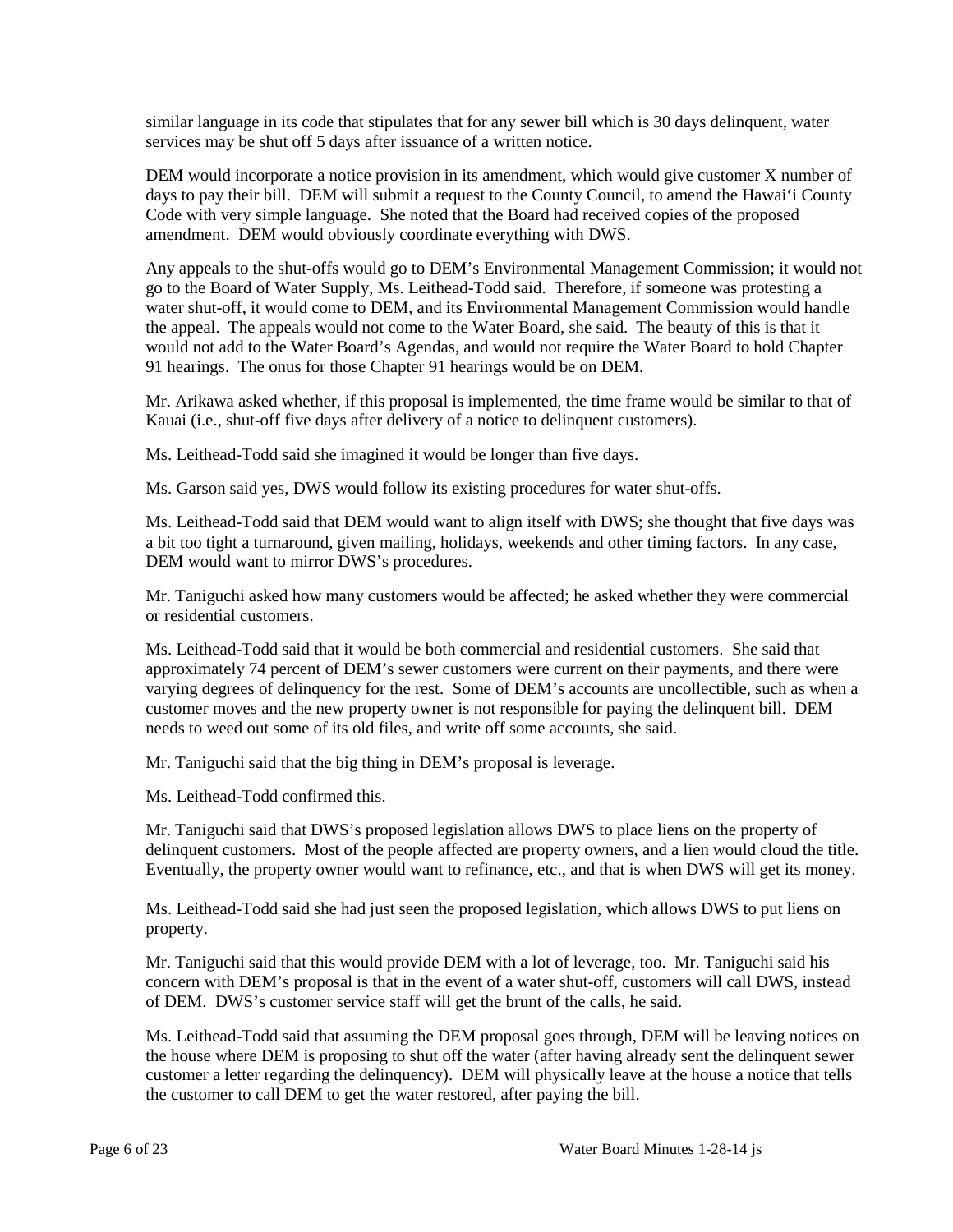similar language in its code that stipulates that for any sewer bill which is 30 days delinquent, water services may be shut off 5 days after issuance of a written notice.

DEM would incorporate a notice provision in its amendment, which would give customer X number of days to pay their bill. DEM will submit a request to the County Council, to amend the Hawai'i County Code with very simple language. She noted that the Board had received copies of the proposed amendment. DEM would obviously coordinate everything with DWS.

Any appeals to the shut-offs would go to DEM's Environmental Management Commission; it would not go to the Board of Water Supply, Ms. Leithead-Todd said. Therefore, if someone was protesting a water shut-off, it would come to DEM, and its Environmental Management Commission would handle the appeal. The appeals would not come to the Water Board, she said. The beauty of this is that it would not add to the Water Board's Agendas, and would not require the Water Board to hold Chapter 91 hearings. The onus for those Chapter 91 hearings would be on DEM.

Mr. Arikawa asked whether, if this proposal is implemented, the time frame would be similar to that of Kauai (i.e., shut-off five days after delivery of a notice to delinquent customers).

Ms. Leithead-Todd said she imagined it would be longer than five days.

Ms. Garson said yes, DWS would follow its existing procedures for water shut-offs.

Ms. Leithead-Todd said that DEM would want to align itself with DWS; she thought that five days was a bit too tight a turnaround, given mailing, holidays, weekends and other timing factors. In any case, DEM would want to mirror DWS's procedures.

Mr. Taniguchi asked how many customers would be affected; he asked whether they were commercial or residential customers.

Ms. Leithead-Todd said that it would be both commercial and residential customers. She said that approximately 74 percent of DEM's sewer customers were current on their payments, and there were varying degrees of delinquency for the rest. Some of DEM's accounts are uncollectible, such as when a customer moves and the new property owner is not responsible for paying the delinquent bill. DEM needs to weed out some of its old files, and write off some accounts, she said.

Mr. Taniguchi said that the big thing in DEM's proposal is leverage.

Ms. Leithead-Todd confirmed this.

Mr. Taniguchi said that DWS's proposed legislation allows DWS to place liens on the property of delinquent customers. Most of the people affected are property owners, and a lien would cloud the title. Eventually, the property owner would want to refinance, etc., and that is when DWS will get its money.

Ms. Leithead-Todd said she had just seen the proposed legislation, which allows DWS to put liens on property.

Mr. Taniguchi said that this would provide DEM with a lot of leverage, too. Mr. Taniguchi said his concern with DEM's proposal is that in the event of a water shut-off, customers will call DWS, instead of DEM. DWS's customer service staff will get the brunt of the calls, he said.

Ms. Leithead-Todd said that assuming the DEM proposal goes through, DEM will be leaving notices on the house where DEM is proposing to shut off the water (after having already sent the delinquent sewer customer a letter regarding the delinquency). DEM will physically leave at the house a notice that tells the customer to call DEM to get the water restored, after paying the bill.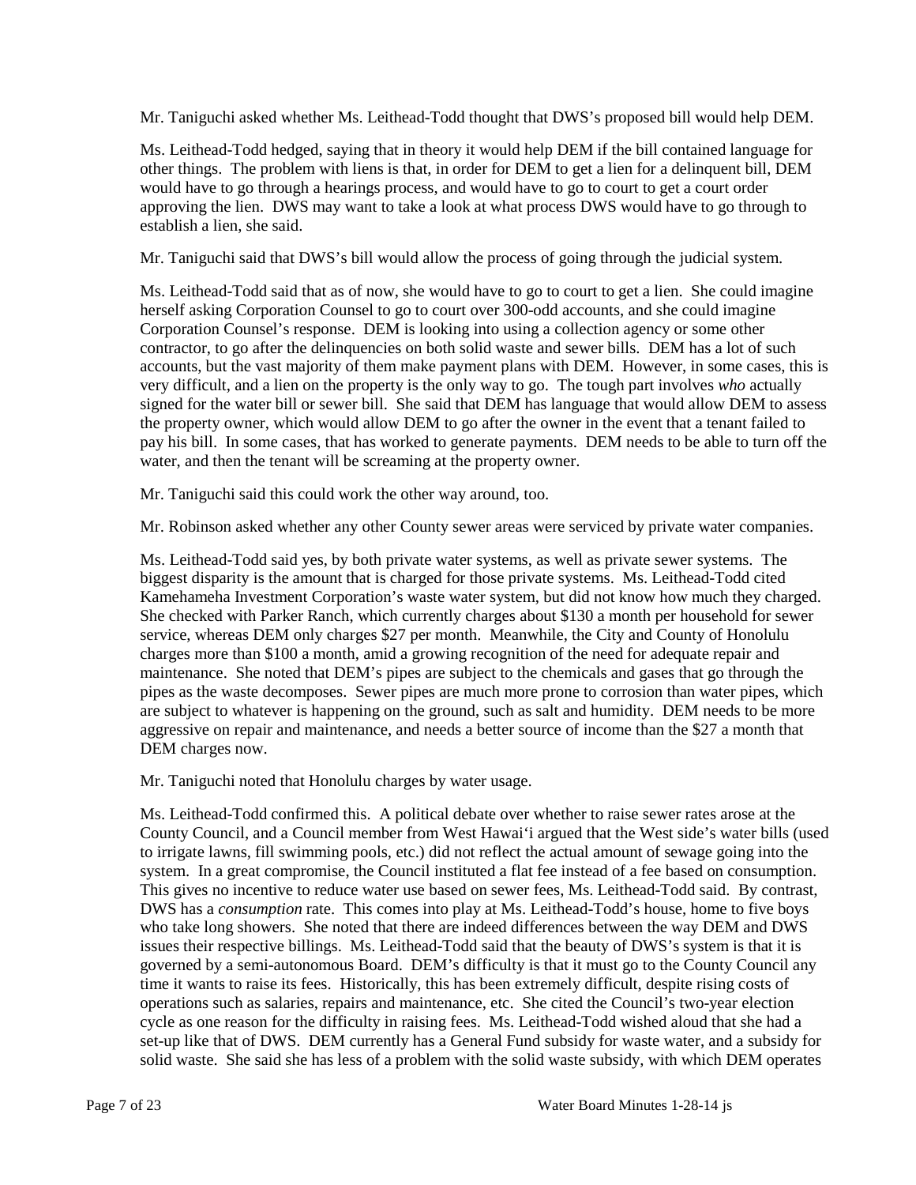Mr. Taniguchi asked whether Ms. Leithead-Todd thought that DWS's proposed bill would help DEM.

Ms. Leithead-Todd hedged, saying that in theory it would help DEM if the bill contained language for other things. The problem with liens is that, in order for DEM to get a lien for a delinquent bill, DEM would have to go through a hearings process, and would have to go to court to get a court order approving the lien. DWS may want to take a look at what process DWS would have to go through to establish a lien, she said.

Mr. Taniguchi said that DWS's bill would allow the process of going through the judicial system.

Ms. Leithead-Todd said that as of now, she would have to go to court to get a lien. She could imagine herself asking Corporation Counsel to go to court over 300-odd accounts, and she could imagine Corporation Counsel's response. DEM is looking into using a collection agency or some other contractor, to go after the delinquencies on both solid waste and sewer bills. DEM has a lot of such accounts, but the vast majority of them make payment plans with DEM. However, in some cases, this is very difficult, and a lien on the property is the only way to go. The tough part involves *who* actually signed for the water bill or sewer bill. She said that DEM has language that would allow DEM to assess the property owner, which would allow DEM to go after the owner in the event that a tenant failed to pay his bill. In some cases, that has worked to generate payments. DEM needs to be able to turn off the water, and then the tenant will be screaming at the property owner.

Mr. Taniguchi said this could work the other way around, too.

Mr. Robinson asked whether any other County sewer areas were serviced by private water companies.

Ms. Leithead-Todd said yes, by both private water systems, as well as private sewer systems. The biggest disparity is the amount that is charged for those private systems. Ms. Leithead-Todd cited Kamehameha Investment Corporation's waste water system, but did not know how much they charged. She checked with Parker Ranch, which currently charges about $130 a month per household for sewer service, whereas DEM only charges $27 per month. Meanwhile, the City and County of Honolulu charges more than $100 a month, amid a growing recognition of the need for adequate repair and maintenance. She noted that DEM's pipes are subject to the chemicals and gases that go through the pipes as the waste decomposes. Sewer pipes are much more prone to corrosion than water pipes, which are subject to whatever is happening on the ground, such as salt and humidity. DEM needs to be more aggressive on repair and maintenance, and needs a better source of income than the $27 a month that DEM charges now.

Mr. Taniguchi noted that Honolulu charges by water usage.

Ms. Leithead-Todd confirmed this. A political debate over whether to raise sewer rates arose at the County Council, and a Council member from West Hawai'i argued that the West side's water bills (used to irrigate lawns, fill swimming pools, etc.) did not reflect the actual amount of sewage going into the system. In a great compromise, the Council instituted a flat fee instead of a fee based on consumption. This gives no incentive to reduce water use based on sewer fees, Ms. Leithead-Todd said. By contrast, DWS has a *consumption* rate. This comes into play at Ms. Leithead-Todd's house, home to five boys who take long showers. She noted that there are indeed differences between the way DEM and DWS issues their respective billings. Ms. Leithead-Todd said that the beauty of DWS's system is that it is governed by a semi-autonomous Board. DEM's difficulty is that it must go to the County Council any time it wants to raise its fees. Historically, this has been extremely difficult, despite rising costs of operations such as salaries, repairs and maintenance, etc. She cited the Council's two-year election cycle as one reason for the difficulty in raising fees. Ms. Leithead-Todd wished aloud that she had a set-up like that of DWS. DEM currently has a General Fund subsidy for waste water, and a subsidy for solid waste. She said she has less of a problem with the solid waste subsidy, with which DEM operates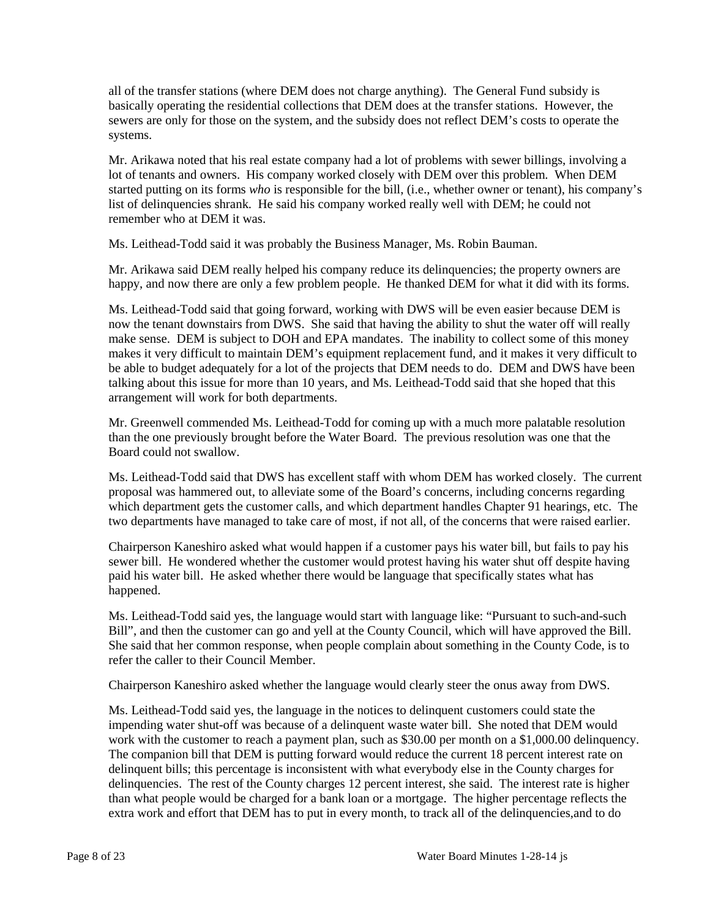all of the transfer stations (where DEM does not charge anything). The General Fund subsidy is basically operating the residential collections that DEM does at the transfer stations. However, the sewers are only for those on the system, and the subsidy does not reflect DEM's costs to operate the systems.

Mr. Arikawa noted that his real estate company had a lot of problems with sewer billings, involving a lot of tenants and owners. His company worked closely with DEM over this problem. When DEM started putting on its forms *who* is responsible for the bill, (i.e., whether owner or tenant), his company's list of delinquencies shrank. He said his company worked really well with DEM; he could not remember who at DEM it was.

Ms. Leithead-Todd said it was probably the Business Manager, Ms. Robin Bauman.

Mr. Arikawa said DEM really helped his company reduce its delinquencies; the property owners are happy, and now there are only a few problem people. He thanked DEM for what it did with its forms.

Ms. Leithead-Todd said that going forward, working with DWS will be even easier because DEM is now the tenant downstairs from DWS. She said that having the ability to shut the water off will really make sense. DEM is subject to DOH and EPA mandates. The inability to collect some of this money makes it very difficult to maintain DEM's equipment replacement fund, and it makes it very difficult to be able to budget adequately for a lot of the projects that DEM needs to do. DEM and DWS have been talking about this issue for more than 10 years, and Ms. Leithead-Todd said that she hoped that this arrangement will work for both departments.

Mr. Greenwell commended Ms. Leithead-Todd for coming up with a much more palatable resolution than the one previously brought before the Water Board. The previous resolution was one that the Board could not swallow.

Ms. Leithead-Todd said that DWS has excellent staff with whom DEM has worked closely. The current proposal was hammered out, to alleviate some of the Board's concerns, including concerns regarding which department gets the customer calls, and which department handles Chapter 91 hearings, etc. The two departments have managed to take care of most, if not all, of the concerns that were raised earlier.

Chairperson Kaneshiro asked what would happen if a customer pays his water bill, but fails to pay his sewer bill. He wondered whether the customer would protest having his water shut off despite having paid his water bill. He asked whether there would be language that specifically states what has happened.

Ms. Leithead-Todd said yes, the language would start with language like: "Pursuant to such-and-such Bill", and then the customer can go and yell at the County Council, which will have approved the Bill. She said that her common response, when people complain about something in the County Code, is to refer the caller to their Council Member.

Chairperson Kaneshiro asked whether the language would clearly steer the onus away from DWS.

Ms. Leithead-Todd said yes, the language in the notices to delinquent customers could state the impending water shut-off was because of a delinquent waste water bill. She noted that DEM would work with the customer to reach a payment plan, such as $30.00 per month on a $1,000.00 delinquency. The companion bill that DEM is putting forward would reduce the current 18 percent interest rate on delinquent bills; this percentage is inconsistent with what everybody else in the County charges for delinquencies. The rest of the County charges 12 percent interest, she said. The interest rate is higher than what people would be charged for a bank loan or a mortgage. The higher percentage reflects the extra work and effort that DEM has to put in every month, to track all of the delinquencies,and to do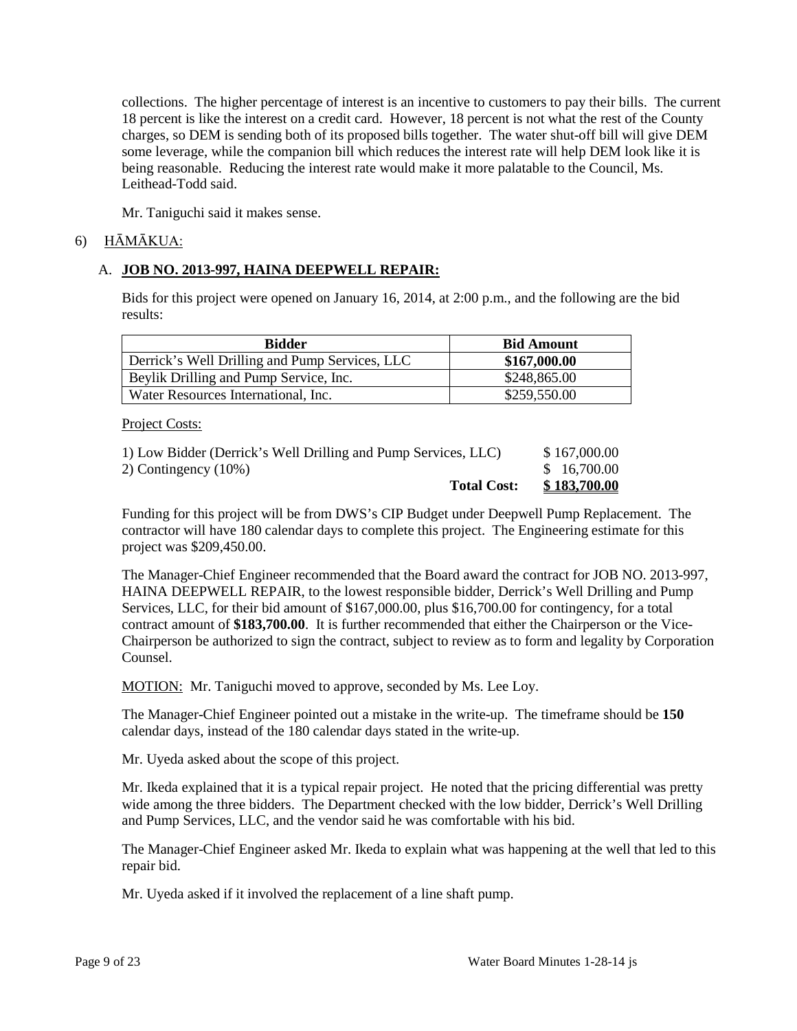collections. The higher percentage of interest is an incentive to customers to pay their bills. The current 18 percent is like the interest on a credit card. However, 18 percent is not what the rest of the County charges, so DEM is sending both of its proposed bills together. The water shut-off bill will give DEM some leverage, while the companion bill which reduces the interest rate will help DEM look like it is being reasonable. Reducing the interest rate would make it more palatable to the Council, Ms. Leithead-Todd said.

Mr. Taniguchi said it makes sense.

6) HĀMĀKUA:

A. **JOB NO. 2013-997, HAINA DEEPWELL REPAIR:**

Bids for this project were opened on January 16, 2014, at 2:00 p.m., and the following are the bid results:

| Bidder | Bid Amount |
|---|---|
| Derrick's Well Drilling and Pump Services, LLC | **\$167,000.00** |
| Beylik Drilling and Pump Service, Inc. | \$248,865.00 |
| Water Resources International, Inc. | \$259,550.00 |

Project Costs:

| | |
|---|---|
| 1) Low Bidder (Derrick's Well Drilling and Pump Services, LLC) | \$ 167,000.00 |
| 2) Contingency (10%) | \$ 16,700.00 |
| **Total Cost:** | **\$ 183,700.00** |

Funding for this project will be from DWS's CIP Budget under Deepwell Pump Replacement. The contractor will have 180 calendar days to complete this project. The Engineering estimate for this project was \$209,450.00.

The Manager-Chief Engineer recommended that the Board award the contract for JOB NO. 2013-997, HAINA DEEPWELL REPAIR, to the lowest responsible bidder, Derrick's Well Drilling and Pump Services, LLC, for their bid amount of \$167,000.00, plus \$16,700.00 for contingency, for a total contract amount of **\$183,700.00**. It is further recommended that either the Chairperson or the Vice-Chairperson be authorized to sign the contract, subject to review as to form and legality by Corporation Counsel.

MOTION: Mr. Taniguchi moved to approve, seconded by Ms. Lee Loy.

The Manager-Chief Engineer pointed out a mistake in the write-up. The timeframe should be **150** calendar days, instead of the 180 calendar days stated in the write-up.

Mr. Uyeda asked about the scope of this project.

Mr. Ikeda explained that it is a typical repair project. He noted that the pricing differential was pretty wide among the three bidders. The Department checked with the low bidder, Derrick's Well Drilling and Pump Services, LLC, and the vendor said he was comfortable with his bid.

The Manager-Chief Engineer asked Mr. Ikeda to explain what was happening at the well that led to this repair bid.

Mr. Uyeda asked if it involved the replacement of a line shaft pump.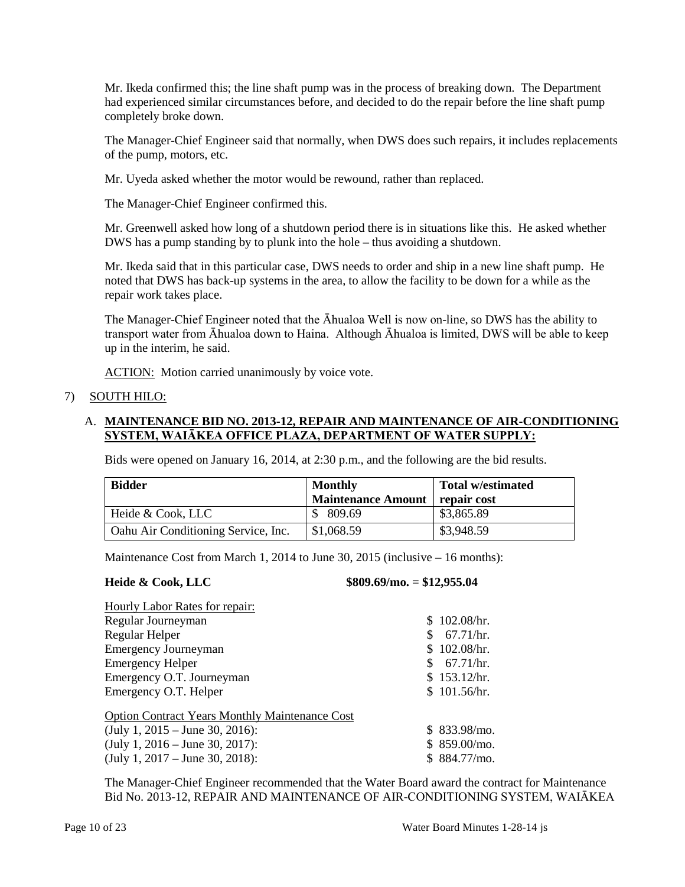Mr. Ikeda confirmed this; the line shaft pump was in the process of breaking down. The Department had experienced similar circumstances before, and decided to do the repair before the line shaft pump completely broke down.

The Manager-Chief Engineer said that normally, when DWS does such repairs, it includes replacements of the pump, motors, etc.

Mr. Uyeda asked whether the motor would be rewound, rather than replaced.

The Manager-Chief Engineer confirmed this.

Mr. Greenwell asked how long of a shutdown period there is in situations like this. He asked whether DWS has a pump standing by to plunk into the hole – thus avoiding a shutdown.

Mr. Ikeda said that in this particular case, DWS needs to order and ship in a new line shaft pump. He noted that DWS has back-up systems in the area, to allow the facility to be down for a while as the repair work takes place.

The Manager-Chief Engineer noted that the Āhualoa Well is now on-line, so DWS has the ability to transport water from Āhualoa down to Haina. Although Āhualoa is limited, DWS will be able to keep up in the interim, he said.

ACTION: Motion carried unanimously by voice vote.

7) SOUTH HILO:

A. **MAINTENANCE BID NO. 2013-12, REPAIR AND MAINTENANCE OF AIR-CONDITIONING SYSTEM, WAIĀKEA OFFICE PLAZA, DEPARTMENT OF WATER SUPPLY:**

Bids were opened on January 16, 2014, at 2:30 p.m., and the following are the bid results.

| Bidder | Monthly Maintenance Amount | Total w/estimated repair cost |
|---|---|---|
| Heide & Cook, LLC | $ 809.69 | $3,865.89 |
| Oahu Air Conditioning Service, Inc. | $1,068.59 | $3,948.59 |

Maintenance Cost from March 1, 2014 to June 30, 2015 (inclusive – 16 months):

**Heide & Cook, LLC** **$809.69/mo. = $12,955.04**

| Hourly Labor Rates for repair: | |
|---|---|
| Regular Journeyman | $ 102.08/hr. |
| Regular Helper | $ 67.71/hr. |
| Emergency Journeyman | $ 102.08/hr. |
| Emergency Helper | $ 67.71/hr. |
| Emergency O.T. Journeyman | $ 153.12/hr. |
| Emergency O.T. Helper | $ 101.56/hr. |

| Option Contract Years Monthly Maintenance Cost | |
|---|---|
| (July 1, 2015 – June 30, 2016): | $ 833.98/mo. |
| (July 1, 2016 – June 30, 2017): | $ 859.00/mo. |
| (July 1, 2017 – June 30, 2018): | $ 884.77/mo. |

The Manager-Chief Engineer recommended that the Water Board award the contract for Maintenance Bid No. 2013-12, REPAIR AND MAINTENANCE OF AIR-CONDITIONING SYSTEM, WAIĀKEA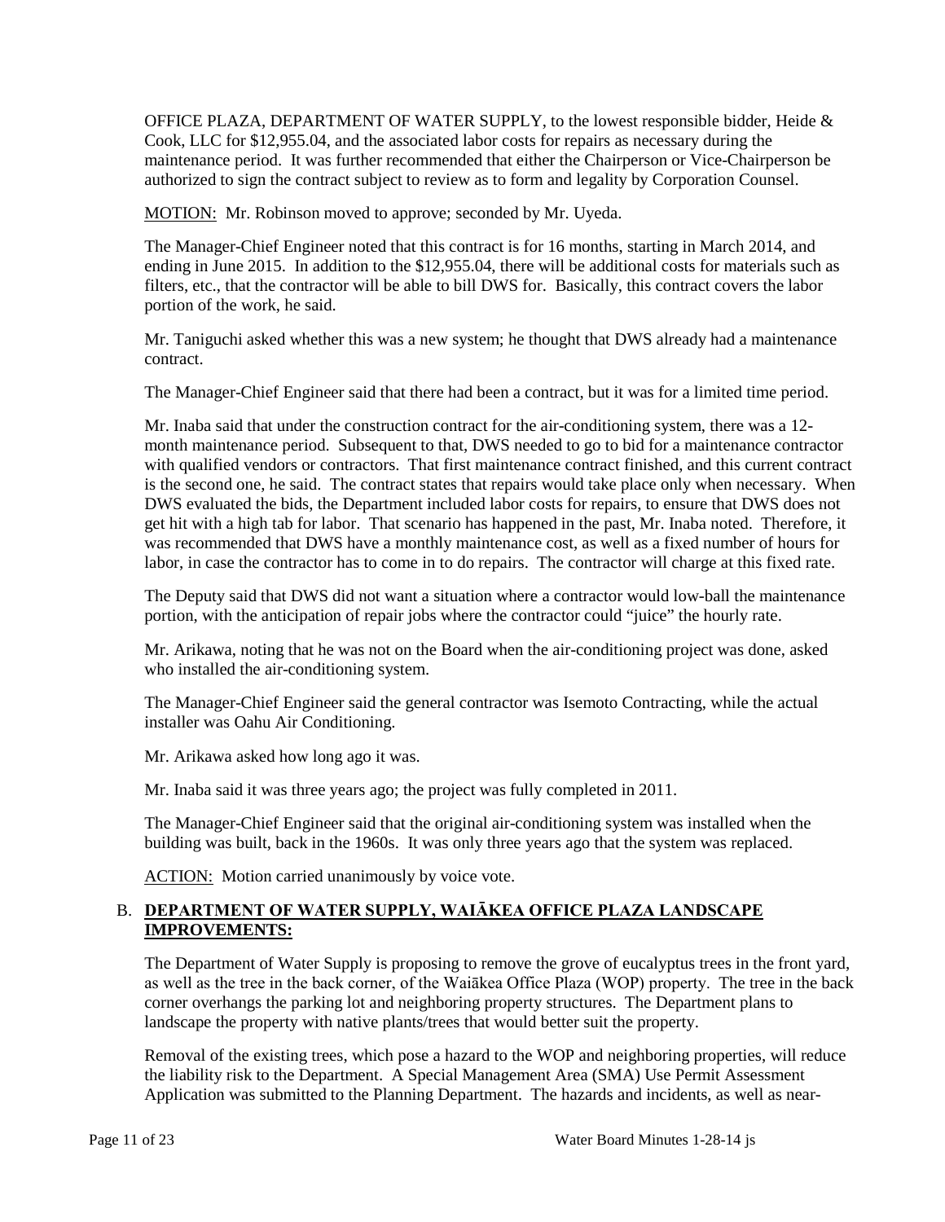OFFICE PLAZA, DEPARTMENT OF WATER SUPPLY, to the lowest responsible bidder, Heide & Cook, LLC for $12,955.04, and the associated labor costs for repairs as necessary during the maintenance period. It was further recommended that either the Chairperson or Vice-Chairperson be authorized to sign the contract subject to review as to form and legality by Corporation Counsel.

MOTION: Mr. Robinson moved to approve; seconded by Mr. Uyeda.

The Manager-Chief Engineer noted that this contract is for 16 months, starting in March 2014, and ending in June 2015. In addition to the $12,955.04, there will be additional costs for materials such as filters, etc., that the contractor will be able to bill DWS for. Basically, this contract covers the labor portion of the work, he said.

Mr. Taniguchi asked whether this was a new system; he thought that DWS already had a maintenance contract.

The Manager-Chief Engineer said that there had been a contract, but it was for a limited time period.

Mr. Inaba said that under the construction contract for the air-conditioning system, there was a 12-month maintenance period. Subsequent to that, DWS needed to go to bid for a maintenance contractor with qualified vendors or contractors. That first maintenance contract finished, and this current contract is the second one, he said. The contract states that repairs would take place only when necessary. When DWS evaluated the bids, the Department included labor costs for repairs, to ensure that DWS does not get hit with a high tab for labor. That scenario has happened in the past, Mr. Inaba noted. Therefore, it was recommended that DWS have a monthly maintenance cost, as well as a fixed number of hours for labor, in case the contractor has to come in to do repairs. The contractor will charge at this fixed rate.

The Deputy said that DWS did not want a situation where a contractor would low-ball the maintenance portion, with the anticipation of repair jobs where the contractor could "juice" the hourly rate.

Mr. Arikawa, noting that he was not on the Board when the air-conditioning project was done, asked who installed the air-conditioning system.

The Manager-Chief Engineer said the general contractor was Isemoto Contracting, while the actual installer was Oahu Air Conditioning.

Mr. Arikawa asked how long ago it was.

Mr. Inaba said it was three years ago; the project was fully completed in 2011.

The Manager-Chief Engineer said that the original air-conditioning system was installed when the building was built, back in the 1960s. It was only three years ago that the system was replaced.

ACTION: Motion carried unanimously by voice vote.

B. **DEPARTMENT OF WATER SUPPLY, WAIĀKEA OFFICE PLAZA LANDSCAPE IMPROVEMENTS:**

The Department of Water Supply is proposing to remove the grove of eucalyptus trees in the front yard, as well as the tree in the back corner, of the Waiākea Office Plaza (WOP) property. The tree in the back corner overhangs the parking lot and neighboring property structures. The Department plans to landscape the property with native plants/trees that would better suit the property.

Removal of the existing trees, which pose a hazard to the WOP and neighboring properties, will reduce the liability risk to the Department. A Special Management Area (SMA) Use Permit Assessment Application was submitted to the Planning Department. The hazards and incidents, as well as near-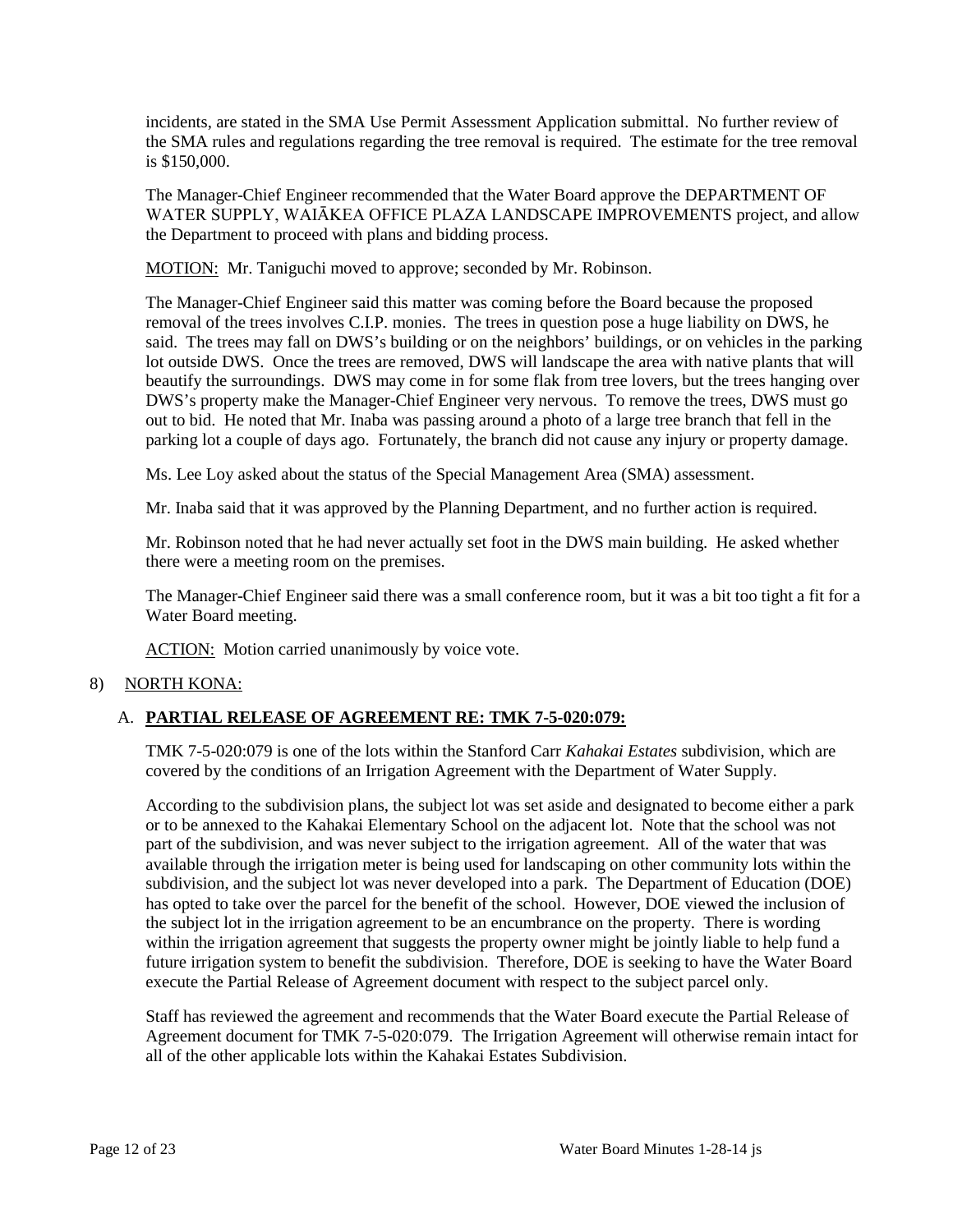incidents, are stated in the SMA Use Permit Assessment Application submittal. No further review of the SMA rules and regulations regarding the tree removal is required. The estimate for the tree removal is $150,000.

The Manager-Chief Engineer recommended that the Water Board approve the DEPARTMENT OF WATER SUPPLY, WAIĀKEA OFFICE PLAZA LANDSCAPE IMPROVEMENTS project, and allow the Department to proceed with plans and bidding process.

MOTION: Mr. Taniguchi moved to approve; seconded by Mr. Robinson.

The Manager-Chief Engineer said this matter was coming before the Board because the proposed removal of the trees involves C.I.P. monies. The trees in question pose a huge liability on DWS, he said. The trees may fall on DWS's building or on the neighbors' buildings, or on vehicles in the parking lot outside DWS. Once the trees are removed, DWS will landscape the area with native plants that will beautify the surroundings. DWS may come in for some flak from tree lovers, but the trees hanging over DWS's property make the Manager-Chief Engineer very nervous. To remove the trees, DWS must go out to bid. He noted that Mr. Inaba was passing around a photo of a large tree branch that fell in the parking lot a couple of days ago. Fortunately, the branch did not cause any injury or property damage.

Ms. Lee Loy asked about the status of the Special Management Area (SMA) assessment.

Mr. Inaba said that it was approved by the Planning Department, and no further action is required.

Mr. Robinson noted that he had never actually set foot in the DWS main building. He asked whether there were a meeting room on the premises.

The Manager-Chief Engineer said there was a small conference room, but it was a bit too tight a fit for a Water Board meeting.

ACTION: Motion carried unanimously by voice vote.

8) NORTH KONA:

A. **PARTIAL RELEASE OF AGREEMENT RE: TMK 7-5-020:079:**

TMK 7-5-020:079 is one of the lots within the Stanford Carr *Kahakai Estates* subdivision, which are covered by the conditions of an Irrigation Agreement with the Department of Water Supply.

According to the subdivision plans, the subject lot was set aside and designated to become either a park or to be annexed to the Kahakai Elementary School on the adjacent lot. Note that the school was not part of the subdivision, and was never subject to the irrigation agreement. All of the water that was available through the irrigation meter is being used for landscaping on other community lots within the subdivision, and the subject lot was never developed into a park. The Department of Education (DOE) has opted to take over the parcel for the benefit of the school. However, DOE viewed the inclusion of the subject lot in the irrigation agreement to be an encumbrance on the property. There is wording within the irrigation agreement that suggests the property owner might be jointly liable to help fund a future irrigation system to benefit the subdivision. Therefore, DOE is seeking to have the Water Board execute the Partial Release of Agreement document with respect to the subject parcel only.

Staff has reviewed the agreement and recommends that the Water Board execute the Partial Release of Agreement document for TMK 7-5-020:079. The Irrigation Agreement will otherwise remain intact for all of the other applicable lots within the Kahakai Estates Subdivision.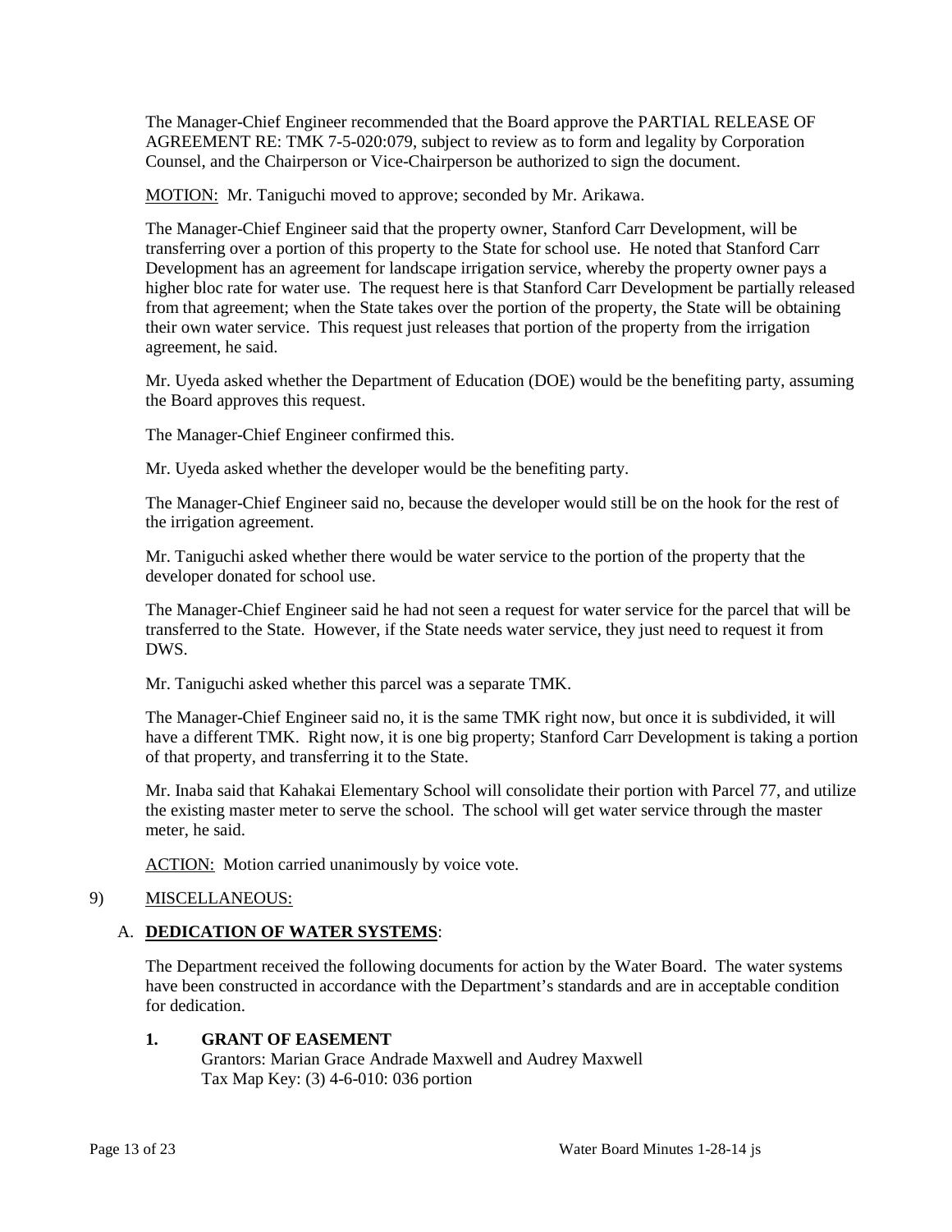The Manager-Chief Engineer recommended that the Board approve the PARTIAL RELEASE OF AGREEMENT RE: TMK 7-5-020:079, subject to review as to form and legality by Corporation Counsel, and the Chairperson or Vice-Chairperson be authorized to sign the document.

MOTION: Mr. Taniguchi moved to approve; seconded by Mr. Arikawa.

The Manager-Chief Engineer said that the property owner, Stanford Carr Development, will be transferring over a portion of this property to the State for school use. He noted that Stanford Carr Development has an agreement for landscape irrigation service, whereby the property owner pays a higher bloc rate for water use. The request here is that Stanford Carr Development be partially released from that agreement; when the State takes over the portion of the property, the State will be obtaining their own water service. This request just releases that portion of the property from the irrigation agreement, he said.

Mr. Uyeda asked whether the Department of Education (DOE) would be the benefiting party, assuming the Board approves this request.

The Manager-Chief Engineer confirmed this.

Mr. Uyeda asked whether the developer would be the benefiting party.

The Manager-Chief Engineer said no, because the developer would still be on the hook for the rest of the irrigation agreement.

Mr. Taniguchi asked whether there would be water service to the portion of the property that the developer donated for school use.

The Manager-Chief Engineer said he had not seen a request for water service for the parcel that will be transferred to the State. However, if the State needs water service, they just need to request it from DWS.

Mr. Taniguchi asked whether this parcel was a separate TMK.

The Manager-Chief Engineer said no, it is the same TMK right now, but once it is subdivided, it will have a different TMK. Right now, it is one big property; Stanford Carr Development is taking a portion of that property, and transferring it to the State.

Mr. Inaba said that Kahakai Elementary School will consolidate their portion with Parcel 77, and utilize the existing master meter to serve the school. The school will get water service through the master meter, he said.

ACTION: Motion carried unanimously by voice vote.

9) MISCELLANEOUS:

A. **DEDICATION OF WATER SYSTEMS**:

The Department received the following documents for action by the Water Board. The water systems have been constructed in accordance with the Department's standards and are in acceptable condition for dedication.

1. **GRANT OF EASEMENT**
   Grantors: Marian Grace Andrade Maxwell and Audrey Maxwell
   Tax Map Key: (3) 4-6-010: 036 portion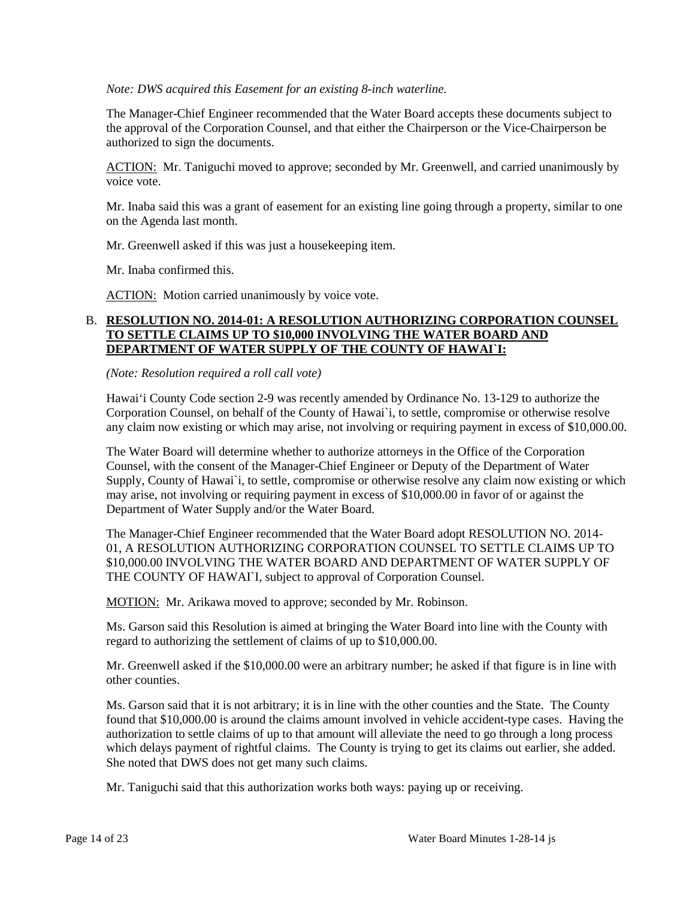*Note: DWS acquired this Easement for an existing 8-inch waterline.*

The Manager-Chief Engineer recommended that the Water Board accepts these documents subject to the approval of the Corporation Counsel, and that either the Chairperson or the Vice-Chairperson be authorized to sign the documents.

<u>ACTION:</u> Mr. Taniguchi moved to approve; seconded by Mr. Greenwell, and carried unanimously by voice vote.

Mr. Inaba said this was a grant of easement for an existing line going through a property, similar to one on the Agenda last month.

Mr. Greenwell asked if this was just a housekeeping item.

Mr. Inaba confirmed this.

<u>ACTION:</u> Motion carried unanimously by voice vote.

B. **<u>RESOLUTION NO. 2014-01: A RESOLUTION AUTHORIZING CORPORATION COUNSEL TO SETTLE CLAIMS UP TO $10,000 INVOLVING THE WATER BOARD AND DEPARTMENT OF WATER SUPPLY OF THE COUNTY OF HAWAI`I:</u>**

*(Note: Resolution required a roll call vote)*

Hawai'i County Code section 2-9 was recently amended by Ordinance No. 13-129 to authorize the Corporation Counsel, on behalf of the County of Hawai`i, to settle, compromise or otherwise resolve any claim now existing or which may arise, not involving or requiring payment in excess of $10,000.00.

The Water Board will determine whether to authorize attorneys in the Office of the Corporation Counsel, with the consent of the Manager-Chief Engineer or Deputy of the Department of Water Supply, County of Hawai`i, to settle, compromise or otherwise resolve any claim now existing or which may arise, not involving or requiring payment in excess of $10,000.00 in favor of or against the Department of Water Supply and/or the Water Board.

The Manager-Chief Engineer recommended that the Water Board adopt RESOLUTION NO. 2014-01, A RESOLUTION AUTHORIZING CORPORATION COUNSEL TO SETTLE CLAIMS UP TO $10,000.00 INVOLVING THE WATER BOARD AND DEPARTMENT OF WATER SUPPLY OF THE COUNTY OF HAWAI`I, subject to approval of Corporation Counsel.

<u>MOTION:</u> Mr. Arikawa moved to approve; seconded by Mr. Robinson.

Ms. Garson said this Resolution is aimed at bringing the Water Board into line with the County with regard to authorizing the settlement of claims of up to $10,000.00.

Mr. Greenwell asked if the $10,000.00 were an arbitrary number; he asked if that figure is in line with other counties.

Ms. Garson said that it is not arbitrary; it is in line with the other counties and the State. The County found that $10,000.00 is around the claims amount involved in vehicle accident-type cases. Having the authorization to settle claims of up to that amount will alleviate the need to go through a long process which delays payment of rightful claims. The County is trying to get its claims out earlier, she added. She noted that DWS does not get many such claims.

Mr. Taniguchi said that this authorization works both ways: paying up or receiving.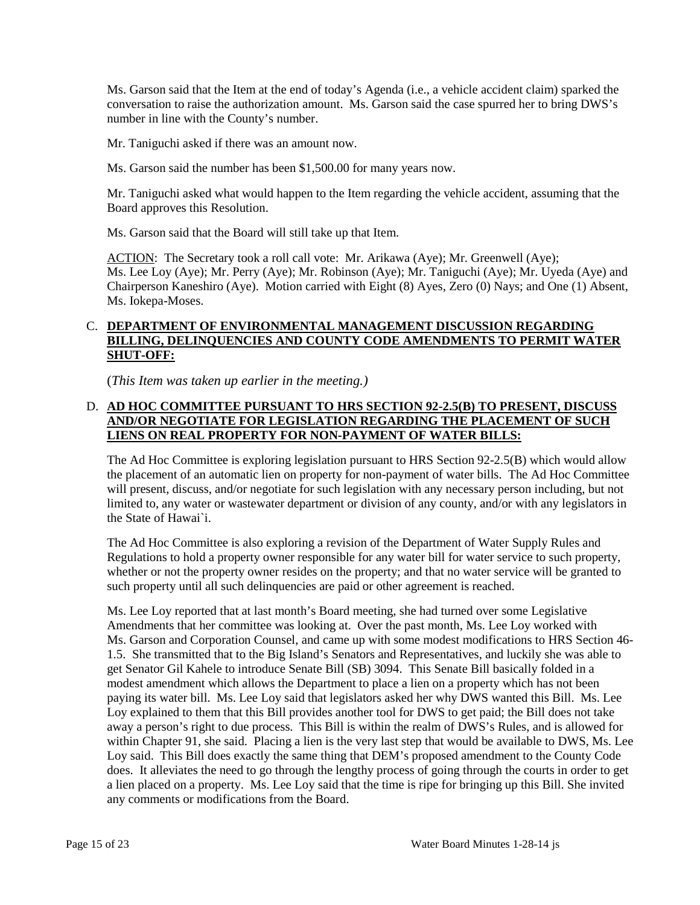Ms. Garson said that the Item at the end of today's Agenda (i.e., a vehicle accident claim) sparked the conversation to raise the authorization amount. Ms. Garson said the case spurred her to bring DWS's number in line with the County's number.

Mr. Taniguchi asked if there was an amount now.

Ms. Garson said the number has been $1,500.00 for many years now.

Mr. Taniguchi asked what would happen to the Item regarding the vehicle accident, assuming that the Board approves this Resolution.

Ms. Garson said that the Board will still take up that Item.

ACTION: The Secretary took a roll call vote: Mr. Arikawa (Aye); Mr. Greenwell (Aye); Ms. Lee Loy (Aye); Mr. Perry (Aye); Mr. Robinson (Aye); Mr. Taniguchi (Aye); Mr. Uyeda (Aye) and Chairperson Kaneshiro (Aye). Motion carried with Eight (8) Ayes, Zero (0) Nays; and One (1) Absent, Ms. Iokepa-Moses.

C. **DEPARTMENT OF ENVIRONMENTAL MANAGEMENT DISCUSSION REGARDING BILLING, DELINQUENCIES AND COUNTY CODE AMENDMENTS TO PERMIT WATER SHUT-OFF:**

(*This Item was taken up earlier in the meeting.)*

D. **AD HOC COMMITTEE PURSUANT TO HRS SECTION 92-2.5(B) TO PRESENT, DISCUSS AND/OR NEGOTIATE FOR LEGISLATION REGARDING THE PLACEMENT OF SUCH LIENS ON REAL PROPERTY FOR NON-PAYMENT OF WATER BILLS:**

The Ad Hoc Committee is exploring legislation pursuant to HRS Section 92-2.5(B) which would allow the placement of an automatic lien on property for non-payment of water bills. The Ad Hoc Committee will present, discuss, and/or negotiate for such legislation with any necessary person including, but not limited to, any water or wastewater department or division of any county, and/or with any legislators in the State of Hawai`i.

The Ad Hoc Committee is also exploring a revision of the Department of Water Supply Rules and Regulations to hold a property owner responsible for any water bill for water service to such property, whether or not the property owner resides on the property; and that no water service will be granted to such property until all such delinquencies are paid or other agreement is reached.

Ms. Lee Loy reported that at last month's Board meeting, she had turned over some Legislative Amendments that her committee was looking at. Over the past month, Ms. Lee Loy worked with Ms. Garson and Corporation Counsel, and came up with some modest modifications to HRS Section 46-1.5. She transmitted that to the Big Island's Senators and Representatives, and luckily she was able to get Senator Gil Kahele to introduce Senate Bill (SB) 3094. This Senate Bill basically folded in a modest amendment which allows the Department to place a lien on a property which has not been paying its water bill. Ms. Lee Loy said that legislators asked her why DWS wanted this Bill. Ms. Lee Loy explained to them that this Bill provides another tool for DWS to get paid; the Bill does not take away a person's right to due process. This Bill is within the realm of DWS's Rules, and is allowed for within Chapter 91, she said. Placing a lien is the very last step that would be available to DWS, Ms. Lee Loy said. This Bill does exactly the same thing that DEM's proposed amendment to the County Code does. It alleviates the need to go through the lengthy process of going through the courts in order to get a lien placed on a property. Ms. Lee Loy said that the time is ripe for bringing up this Bill. She invited any comments or modifications from the Board.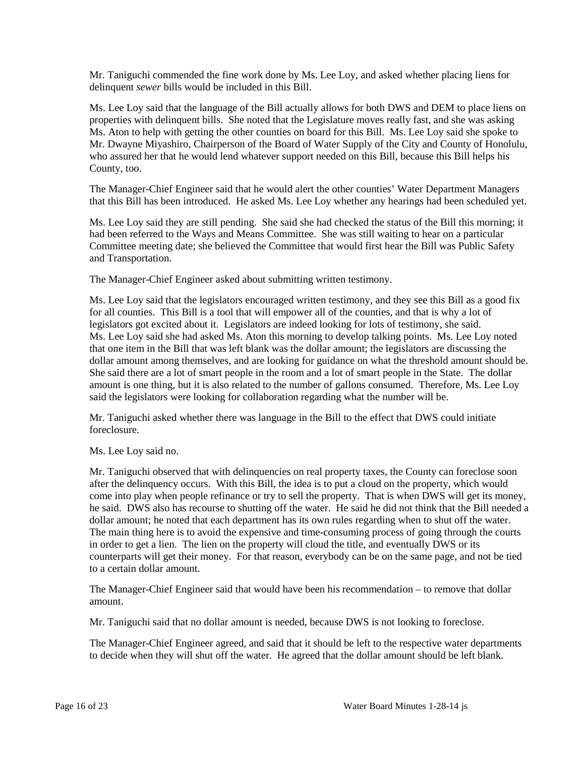Mr. Taniguchi commended the fine work done by Ms. Lee Loy, and asked whether placing liens for delinquent *sewer* bills would be included in this Bill.

Ms. Lee Loy said that the language of the Bill actually allows for both DWS and DEM to place liens on properties with delinquent bills. She noted that the Legislature moves really fast, and she was asking Ms. Aton to help with getting the other counties on board for this Bill. Ms. Lee Loy said she spoke to Mr. Dwayne Miyashiro, Chairperson of the Board of Water Supply of the City and County of Honolulu, who assured her that he would lend whatever support needed on this Bill, because this Bill helps his County, too.

The Manager-Chief Engineer said that he would alert the other counties' Water Department Managers that this Bill has been introduced. He asked Ms. Lee Loy whether any hearings had been scheduled yet.

Ms. Lee Loy said they are still pending. She said she had checked the status of the Bill this morning; it had been referred to the Ways and Means Committee. She was still waiting to hear on a particular Committee meeting date; she believed the Committee that would first hear the Bill was Public Safety and Transportation.

The Manager-Chief Engineer asked about submitting written testimony.

Ms. Lee Loy said that the legislators encouraged written testimony, and they see this Bill as a good fix for all counties. This Bill is a tool that will empower all of the counties, and that is why a lot of legislators got excited about it. Legislators are indeed looking for lots of testimony, she said. Ms. Lee Loy said she had asked Ms. Aton this morning to develop talking points. Ms. Lee Loy noted that one item in the Bill that was left blank was the dollar amount; the legislators are discussing the dollar amount among themselves, and are looking for guidance on what the threshold amount should be. She said there are a lot of smart people in the room and a lot of smart people in the State. The dollar amount is one thing, but it is also related to the number of gallons consumed. Therefore, Ms. Lee Loy said the legislators were looking for collaboration regarding what the number will be.

Mr. Taniguchi asked whether there was language in the Bill to the effect that DWS could initiate foreclosure.

Ms. Lee Loy said no.

Mr. Taniguchi observed that with delinquencies on real property taxes, the County can foreclose soon after the delinquency occurs. With this Bill, the idea is to put a cloud on the property, which would come into play when people refinance or try to sell the property. That is when DWS will get its money, he said. DWS also has recourse to shutting off the water. He said he did not think that the Bill needed a dollar amount; he noted that each department has its own rules regarding when to shut off the water. The main thing here is to avoid the expensive and time-consuming process of going through the courts in order to get a lien. The lien on the property will cloud the title, and eventually DWS or its counterparts will get their money. For that reason, everybody can be on the same page, and not be tied to a certain dollar amount.

The Manager-Chief Engineer said that would have been his recommendation – to remove that dollar amount.

Mr. Taniguchi said that no dollar amount is needed, because DWS is not looking to foreclose.

The Manager-Chief Engineer agreed, and said that it should be left to the respective water departments to decide when they will shut off the water. He agreed that the dollar amount should be left blank.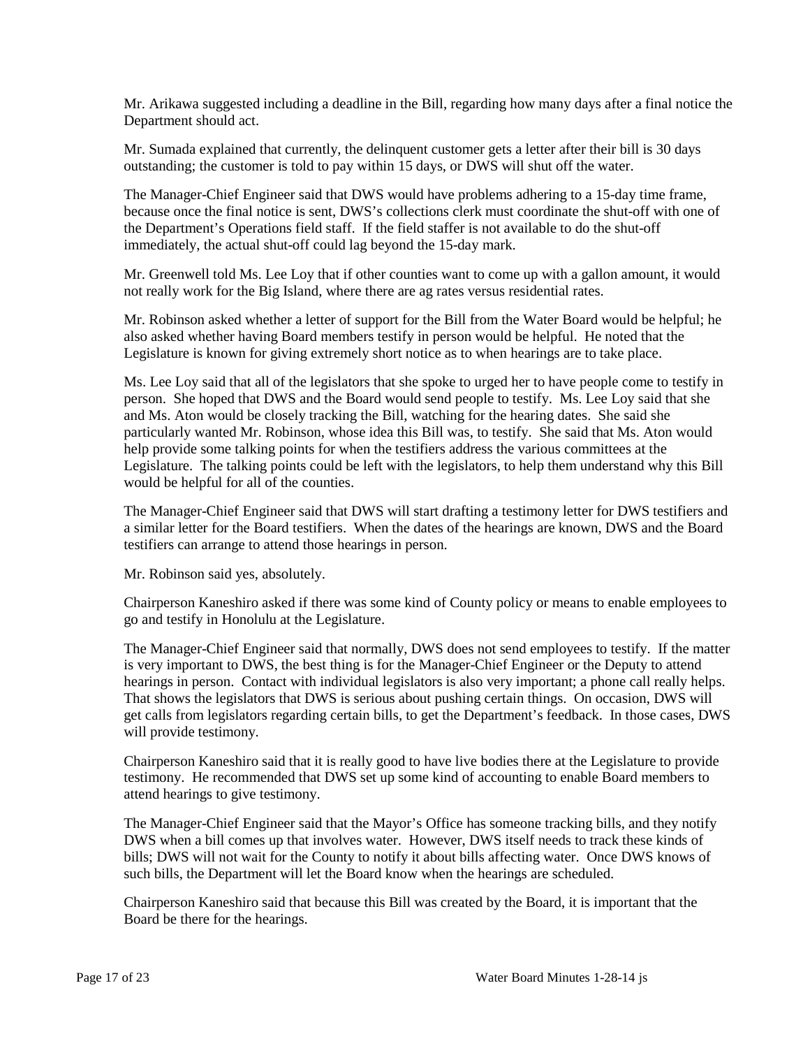Mr. Arikawa suggested including a deadline in the Bill, regarding how many days after a final notice the Department should act.

Mr. Sumada explained that currently, the delinquent customer gets a letter after their bill is 30 days outstanding; the customer is told to pay within 15 days, or DWS will shut off the water.

The Manager-Chief Engineer said that DWS would have problems adhering to a 15-day time frame, because once the final notice is sent, DWS's collections clerk must coordinate the shut-off with one of the Department's Operations field staff. If the field staffer is not available to do the shut-off immediately, the actual shut-off could lag beyond the 15-day mark.

Mr. Greenwell told Ms. Lee Loy that if other counties want to come up with a gallon amount, it would not really work for the Big Island, where there are ag rates versus residential rates.

Mr. Robinson asked whether a letter of support for the Bill from the Water Board would be helpful; he also asked whether having Board members testify in person would be helpful. He noted that the Legislature is known for giving extremely short notice as to when hearings are to take place.

Ms. Lee Loy said that all of the legislators that she spoke to urged her to have people come to testify in person. She hoped that DWS and the Board would send people to testify. Ms. Lee Loy said that she and Ms. Aton would be closely tracking the Bill, watching for the hearing dates. She said she particularly wanted Mr. Robinson, whose idea this Bill was, to testify. She said that Ms. Aton would help provide some talking points for when the testifiers address the various committees at the Legislature. The talking points could be left with the legislators, to help them understand why this Bill would be helpful for all of the counties.

The Manager-Chief Engineer said that DWS will start drafting a testimony letter for DWS testifiers and a similar letter for the Board testifiers. When the dates of the hearings are known, DWS and the Board testifiers can arrange to attend those hearings in person.

Mr. Robinson said yes, absolutely.

Chairperson Kaneshiro asked if there was some kind of County policy or means to enable employees to go and testify in Honolulu at the Legislature.

The Manager-Chief Engineer said that normally, DWS does not send employees to testify. If the matter is very important to DWS, the best thing is for the Manager-Chief Engineer or the Deputy to attend hearings in person. Contact with individual legislators is also very important; a phone call really helps. That shows the legislators that DWS is serious about pushing certain things. On occasion, DWS will get calls from legislators regarding certain bills, to get the Department's feedback. In those cases, DWS will provide testimony.

Chairperson Kaneshiro said that it is really good to have live bodies there at the Legislature to provide testimony. He recommended that DWS set up some kind of accounting to enable Board members to attend hearings to give testimony.

The Manager-Chief Engineer said that the Mayor's Office has someone tracking bills, and they notify DWS when a bill comes up that involves water. However, DWS itself needs to track these kinds of bills; DWS will not wait for the County to notify it about bills affecting water. Once DWS knows of such bills, the Department will let the Board know when the hearings are scheduled.

Chairperson Kaneshiro said that because this Bill was created by the Board, it is important that the Board be there for the hearings.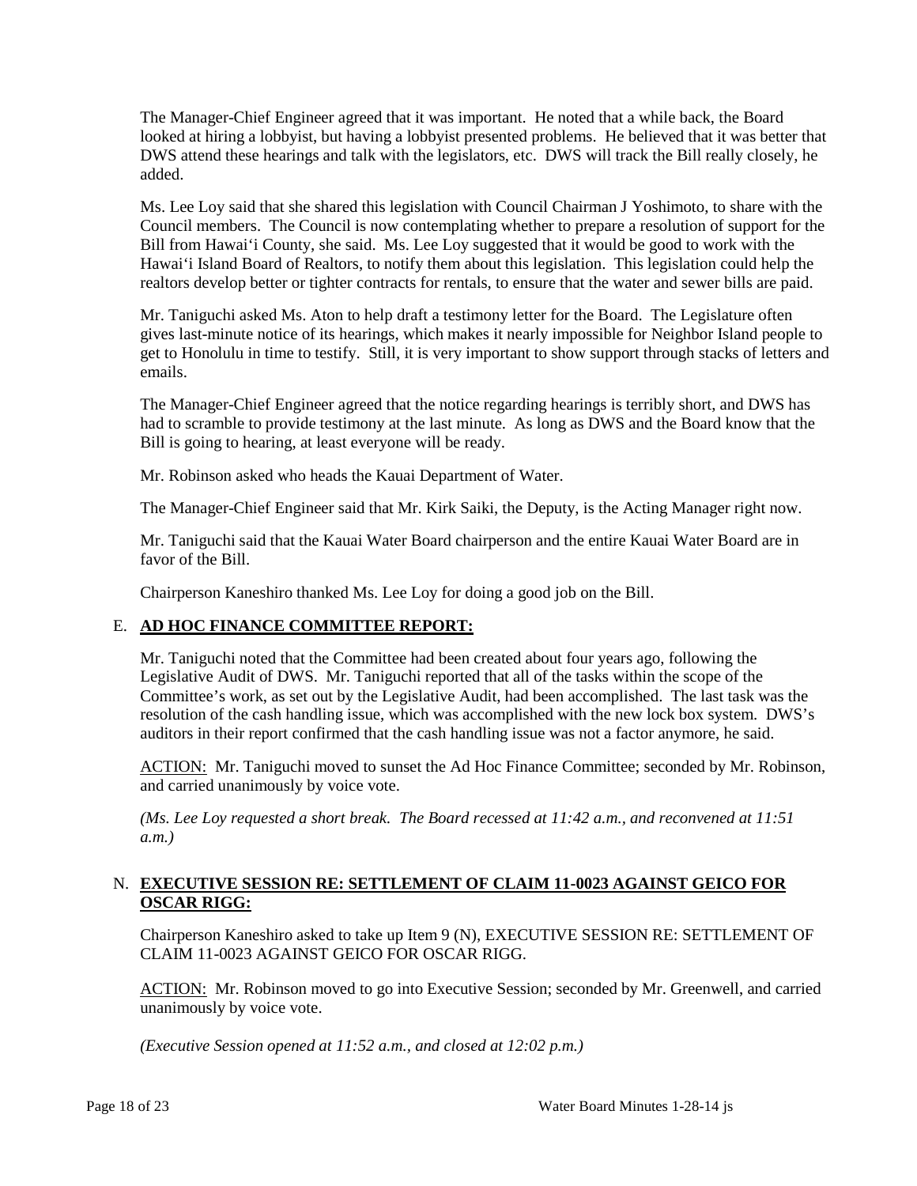The Manager-Chief Engineer agreed that it was important. He noted that a while back, the Board looked at hiring a lobbyist, but having a lobbyist presented problems. He believed that it was better that DWS attend these hearings and talk with the legislators, etc. DWS will track the Bill really closely, he added.

Ms. Lee Loy said that she shared this legislation with Council Chairman J Yoshimoto, to share with the Council members. The Council is now contemplating whether to prepare a resolution of support for the Bill from Hawaiʻi County, she said. Ms. Lee Loy suggested that it would be good to work with the Hawaiʻi Island Board of Realtors, to notify them about this legislation. This legislation could help the realtors develop better or tighter contracts for rentals, to ensure that the water and sewer bills are paid.

Mr. Taniguchi asked Ms. Aton to help draft a testimony letter for the Board. The Legislature often gives last-minute notice of its hearings, which makes it nearly impossible for Neighbor Island people to get to Honolulu in time to testify. Still, it is very important to show support through stacks of letters and emails.

The Manager-Chief Engineer agreed that the notice regarding hearings is terribly short, and DWS has had to scramble to provide testimony at the last minute. As long as DWS and the Board know that the Bill is going to hearing, at least everyone will be ready.

Mr. Robinson asked who heads the Kauai Department of Water.

The Manager-Chief Engineer said that Mr. Kirk Saiki, the Deputy, is the Acting Manager right now.

Mr. Taniguchi said that the Kauai Water Board chairperson and the entire Kauai Water Board are in favor of the Bill.

Chairperson Kaneshiro thanked Ms. Lee Loy for doing a good job on the Bill.

## E. AD HOC FINANCE COMMITTEE REPORT:

Mr. Taniguchi noted that the Committee had been created about four years ago, following the Legislative Audit of DWS. Mr. Taniguchi reported that all of the tasks within the scope of the Committee's work, as set out by the Legislative Audit, had been accomplished. The last task was the resolution of the cash handling issue, which was accomplished with the new lock box system. DWS's auditors in their report confirmed that the cash handling issue was not a factor anymore, he said.

ACTION: Mr. Taniguchi moved to sunset the Ad Hoc Finance Committee; seconded by Mr. Robinson, and carried unanimously by voice vote.

*(Ms. Lee Loy requested a short break. The Board recessed at 11:42 a.m., and reconvened at 11:51 a.m.)*

## N. EXECUTIVE SESSION RE: SETTLEMENT OF CLAIM 11-0023 AGAINST GEICO FOR OSCAR RIGG:

Chairperson Kaneshiro asked to take up Item 9 (N), EXECUTIVE SESSION RE: SETTLEMENT OF CLAIM 11-0023 AGAINST GEICO FOR OSCAR RIGG.

ACTION: Mr. Robinson moved to go into Executive Session; seconded by Mr. Greenwell, and carried unanimously by voice vote.

*(Executive Session opened at 11:52 a.m., and closed at 12:02 p.m.)*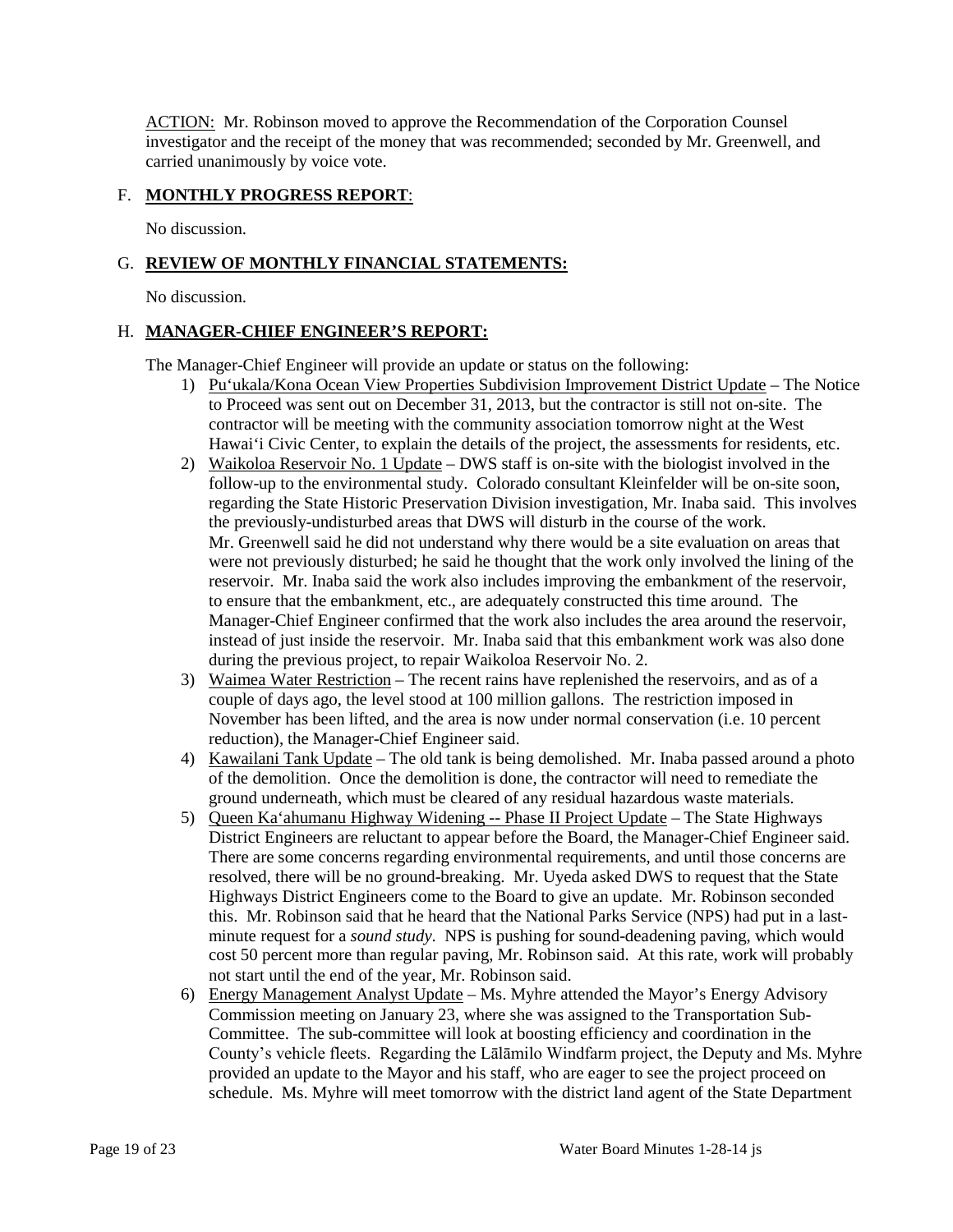ACTION: Mr. Robinson moved to approve the Recommendation of the Corporation Counsel investigator and the receipt of the money that was recommended; seconded by Mr. Greenwell, and carried unanimously by voice vote.

F. **MONTHLY PROGRESS REPORT**:

No discussion.

G. **REVIEW OF MONTHLY FINANCIAL STATEMENTS:**

No discussion.

H. **MANAGER-CHIEF ENGINEER'S REPORT:**

The Manager-Chief Engineer will provide an update or status on the following:

1) Pu'ukala/Kona Ocean View Properties Subdivision Improvement District Update – The Notice to Proceed was sent out on December 31, 2013, but the contractor is still not on-site. The contractor will be meeting with the community association tomorrow night at the West Hawai'i Civic Center, to explain the details of the project, the assessments for residents, etc.
2) Waikoloa Reservoir No. 1 Update – DWS staff is on-site with the biologist involved in the follow-up to the environmental study. Colorado consultant Kleinfelder will be on-site soon, regarding the State Historic Preservation Division investigation, Mr. Inaba said. This involves the previously-undisturbed areas that DWS will disturb in the course of the work. Mr. Greenwell said he did not understand why there would be a site evaluation on areas that were not previously disturbed; he said he thought that the work only involved the lining of the reservoir. Mr. Inaba said the work also includes improving the embankment of the reservoir, to ensure that the embankment, etc., are adequately constructed this time around. The Manager-Chief Engineer confirmed that the work also includes the area around the reservoir, instead of just inside the reservoir. Mr. Inaba said that this embankment work was also done during the previous project, to repair Waikoloa Reservoir No. 2.
3) Waimea Water Restriction – The recent rains have replenished the reservoirs, and as of a couple of days ago, the level stood at 100 million gallons. The restriction imposed in November has been lifted, and the area is now under normal conservation (i.e. 10 percent reduction), the Manager-Chief Engineer said.
4) Kawailani Tank Update – The old tank is being demolished. Mr. Inaba passed around a photo of the demolition. Once the demolition is done, the contractor will need to remediate the ground underneath, which must be cleared of any residual hazardous waste materials.
5) Queen Ka'ahumanu Highway Widening -- Phase II Project Update – The State Highways District Engineers are reluctant to appear before the Board, the Manager-Chief Engineer said. There are some concerns regarding environmental requirements, and until those concerns are resolved, there will be no ground-breaking. Mr. Uyeda asked DWS to request that the State Highways District Engineers come to the Board to give an update. Mr. Robinson seconded this. Mr. Robinson said that he heard that the National Parks Service (NPS) had put in a last-minute request for a *sound study*. NPS is pushing for sound-deadening paving, which would cost 50 percent more than regular paving, Mr. Robinson said. At this rate, work will probably not start until the end of the year, Mr. Robinson said.
6) Energy Management Analyst Update – Ms. Myhre attended the Mayor's Energy Advisory Commission meeting on January 23, where she was assigned to the Transportation Sub-Committee. The sub-committee will look at boosting efficiency and coordination in the County's vehicle fleets. Regarding the Lālāmilo Windfarm project, the Deputy and Ms. Myhre provided an update to the Mayor and his staff, who are eager to see the project proceed on schedule. Ms. Myhre will meet tomorrow with the district land agent of the State Department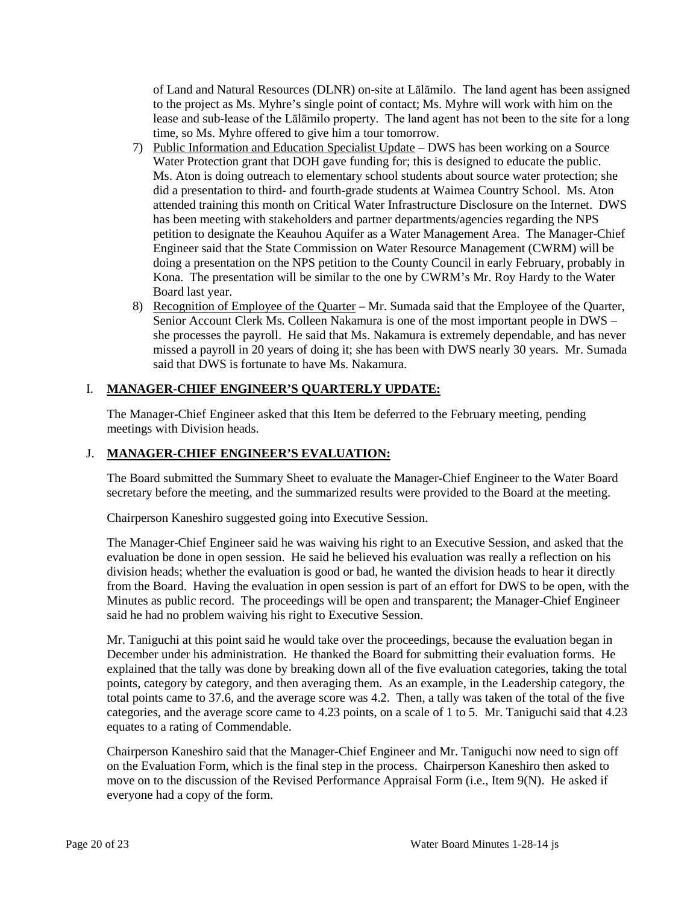of Land and Natural Resources (DLNR) on-site at Lālāmilo. The land agent has been assigned to the project as Ms. Myhre's single point of contact; Ms. Myhre will work with him on the lease and sub-lease of the Lālāmilo property. The land agent has not been to the site for a long time, so Ms. Myhre offered to give him a tour tomorrow.

7) Public Information and Education Specialist Update – DWS has been working on a Source Water Protection grant that DOH gave funding for; this is designed to educate the public. Ms. Aton is doing outreach to elementary school students about source water protection; she did a presentation to third- and fourth-grade students at Waimea Country School. Ms. Aton attended training this month on Critical Water Infrastructure Disclosure on the Internet. DWS has been meeting with stakeholders and partner departments/agencies regarding the NPS petition to designate the Keauhou Aquifer as a Water Management Area. The Manager-Chief Engineer said that the State Commission on Water Resource Management (CWRM) will be doing a presentation on the NPS petition to the County Council in early February, probably in Kona. The presentation will be similar to the one by CWRM's Mr. Roy Hardy to the Water Board last year.
8) Recognition of Employee of the Quarter – Mr. Sumada said that the Employee of the Quarter, Senior Account Clerk Ms. Colleen Nakamura is one of the most important people in DWS – she processes the payroll. He said that Ms. Nakamura is extremely dependable, and has never missed a payroll in 20 years of doing it; she has been with DWS nearly 30 years. Mr. Sumada said that DWS is fortunate to have Ms. Nakamura.

## I. MANAGER-CHIEF ENGINEER'S QUARTERLY UPDATE:

The Manager-Chief Engineer asked that this Item be deferred to the February meeting, pending meetings with Division heads.

## J. MANAGER-CHIEF ENGINEER'S EVALUATION:

The Board submitted the Summary Sheet to evaluate the Manager-Chief Engineer to the Water Board secretary before the meeting, and the summarized results were provided to the Board at the meeting.

Chairperson Kaneshiro suggested going into Executive Session.

The Manager-Chief Engineer said he was waiving his right to an Executive Session, and asked that the evaluation be done in open session. He said he believed his evaluation was really a reflection on his division heads; whether the evaluation is good or bad, he wanted the division heads to hear it directly from the Board. Having the evaluation in open session is part of an effort for DWS to be open, with the Minutes as public record. The proceedings will be open and transparent; the Manager-Chief Engineer said he had no problem waiving his right to Executive Session.

Mr. Taniguchi at this point said he would take over the proceedings, because the evaluation began in December under his administration. He thanked the Board for submitting their evaluation forms. He explained that the tally was done by breaking down all of the five evaluation categories, taking the total points, category by category, and then averaging them. As an example, in the Leadership category, the total points came to 37.6, and the average score was 4.2. Then, a tally was taken of the total of the five categories, and the average score came to 4.23 points, on a scale of 1 to 5. Mr. Taniguchi said that 4.23 equates to a rating of Commendable.

Chairperson Kaneshiro said that the Manager-Chief Engineer and Mr. Taniguchi now need to sign off on the Evaluation Form, which is the final step in the process. Chairperson Kaneshiro then asked to move on to the discussion of the Revised Performance Appraisal Form (i.e., Item 9(N). He asked if everyone had a copy of the form.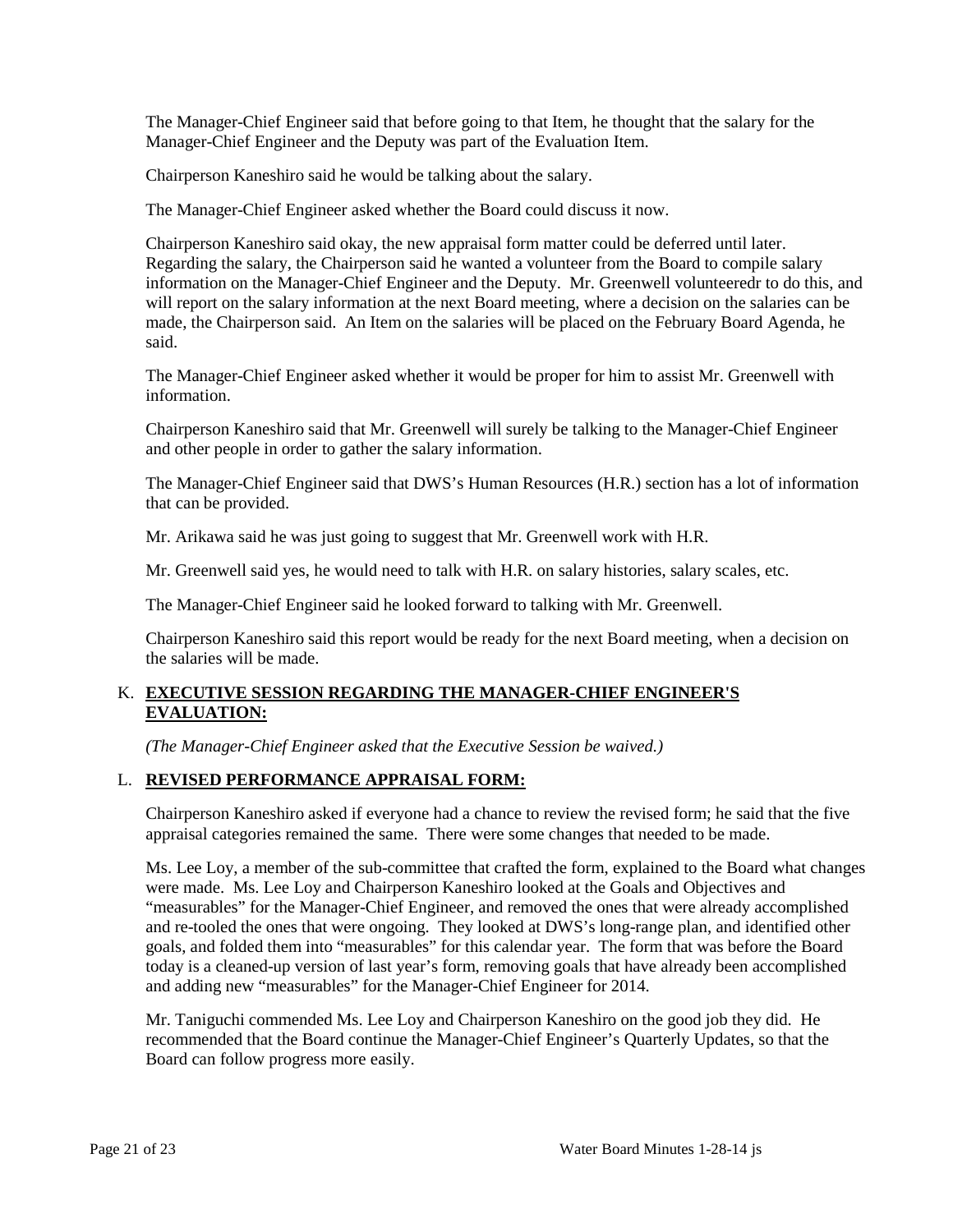The Manager-Chief Engineer said that before going to that Item, he thought that the salary for the Manager-Chief Engineer and the Deputy was part of the Evaluation Item.

Chairperson Kaneshiro said he would be talking about the salary.

The Manager-Chief Engineer asked whether the Board could discuss it now.

Chairperson Kaneshiro said okay, the new appraisal form matter could be deferred until later. Regarding the salary, the Chairperson said he wanted a volunteer from the Board to compile salary information on the Manager-Chief Engineer and the Deputy. Mr. Greenwell volunteeredr to do this, and will report on the salary information at the next Board meeting, where a decision on the salaries can be made, the Chairperson said. An Item on the salaries will be placed on the February Board Agenda, he said.

The Manager-Chief Engineer asked whether it would be proper for him to assist Mr. Greenwell with information.

Chairperson Kaneshiro said that Mr. Greenwell will surely be talking to the Manager-Chief Engineer and other people in order to gather the salary information.

The Manager-Chief Engineer said that DWS's Human Resources (H.R.) section has a lot of information that can be provided.

Mr. Arikawa said he was just going to suggest that Mr. Greenwell work with H.R.

Mr. Greenwell said yes, he would need to talk with H.R. on salary histories, salary scales, etc.

The Manager-Chief Engineer said he looked forward to talking with Mr. Greenwell.

Chairperson Kaneshiro said this report would be ready for the next Board meeting, when a decision on the salaries will be made.

K. **EXECUTIVE SESSION REGARDING THE MANAGER-CHIEF ENGINEER'S EVALUATION:**

*(The Manager-Chief Engineer asked that the Executive Session be waived.)*

L. **REVISED PERFORMANCE APPRAISAL FORM:**

Chairperson Kaneshiro asked if everyone had a chance to review the revised form; he said that the five appraisal categories remained the same. There were some changes that needed to be made.

Ms. Lee Loy, a member of the sub-committee that crafted the form, explained to the Board what changes were made. Ms. Lee Loy and Chairperson Kaneshiro looked at the Goals and Objectives and "measurables" for the Manager-Chief Engineer, and removed the ones that were already accomplished and re-tooled the ones that were ongoing. They looked at DWS's long-range plan, and identified other goals, and folded them into "measurables" for this calendar year. The form that was before the Board today is a cleaned-up version of last year's form, removing goals that have already been accomplished and adding new "measurables" for the Manager-Chief Engineer for 2014.

Mr. Taniguchi commended Ms. Lee Loy and Chairperson Kaneshiro on the good job they did. He recommended that the Board continue the Manager-Chief Engineer's Quarterly Updates, so that the Board can follow progress more easily.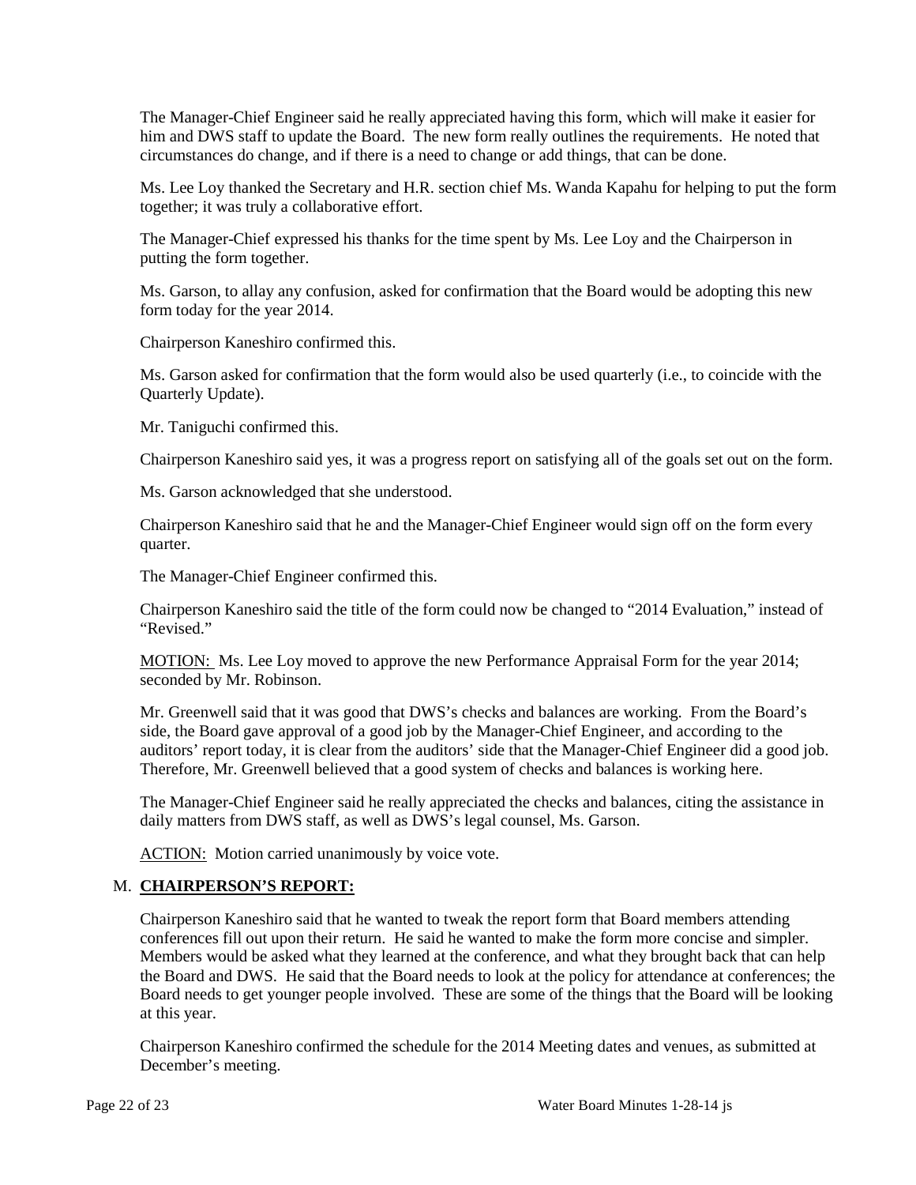The Manager-Chief Engineer said he really appreciated having this form, which will make it easier for him and DWS staff to update the Board. The new form really outlines the requirements. He noted that circumstances do change, and if there is a need to change or add things, that can be done.

Ms. Lee Loy thanked the Secretary and H.R. section chief Ms. Wanda Kapahu for helping to put the form together; it was truly a collaborative effort.

The Manager-Chief expressed his thanks for the time spent by Ms. Lee Loy and the Chairperson in putting the form together.

Ms. Garson, to allay any confusion, asked for confirmation that the Board would be adopting this new form today for the year 2014.

Chairperson Kaneshiro confirmed this.

Ms. Garson asked for confirmation that the form would also be used quarterly (i.e., to coincide with the Quarterly Update).

Mr. Taniguchi confirmed this.

Chairperson Kaneshiro said yes, it was a progress report on satisfying all of the goals set out on the form.

Ms. Garson acknowledged that she understood.

Chairperson Kaneshiro said that he and the Manager-Chief Engineer would sign off on the form every quarter.

The Manager-Chief Engineer confirmed this.

Chairperson Kaneshiro said the title of the form could now be changed to "2014 Evaluation," instead of "Revised."

MOTION: Ms. Lee Loy moved to approve the new Performance Appraisal Form for the year 2014; seconded by Mr. Robinson.

Mr. Greenwell said that it was good that DWS's checks and balances are working. From the Board's side, the Board gave approval of a good job by the Manager-Chief Engineer, and according to the auditors' report today, it is clear from the auditors' side that the Manager-Chief Engineer did a good job. Therefore, Mr. Greenwell believed that a good system of checks and balances is working here.

The Manager-Chief Engineer said he really appreciated the checks and balances, citing the assistance in daily matters from DWS staff, as well as DWS's legal counsel, Ms. Garson.

ACTION: Motion carried unanimously by voice vote.

## M. CHAIRPERSON'S REPORT:

Chairperson Kaneshiro said that he wanted to tweak the report form that Board members attending conferences fill out upon their return. He said he wanted to make the form more concise and simpler. Members would be asked what they learned at the conference, and what they brought back that can help the Board and DWS. He said that the Board needs to look at the policy for attendance at conferences; the Board needs to get younger people involved. These are some of the things that the Board will be looking at this year.

Chairperson Kaneshiro confirmed the schedule for the 2014 Meeting dates and venues, as submitted at December's meeting.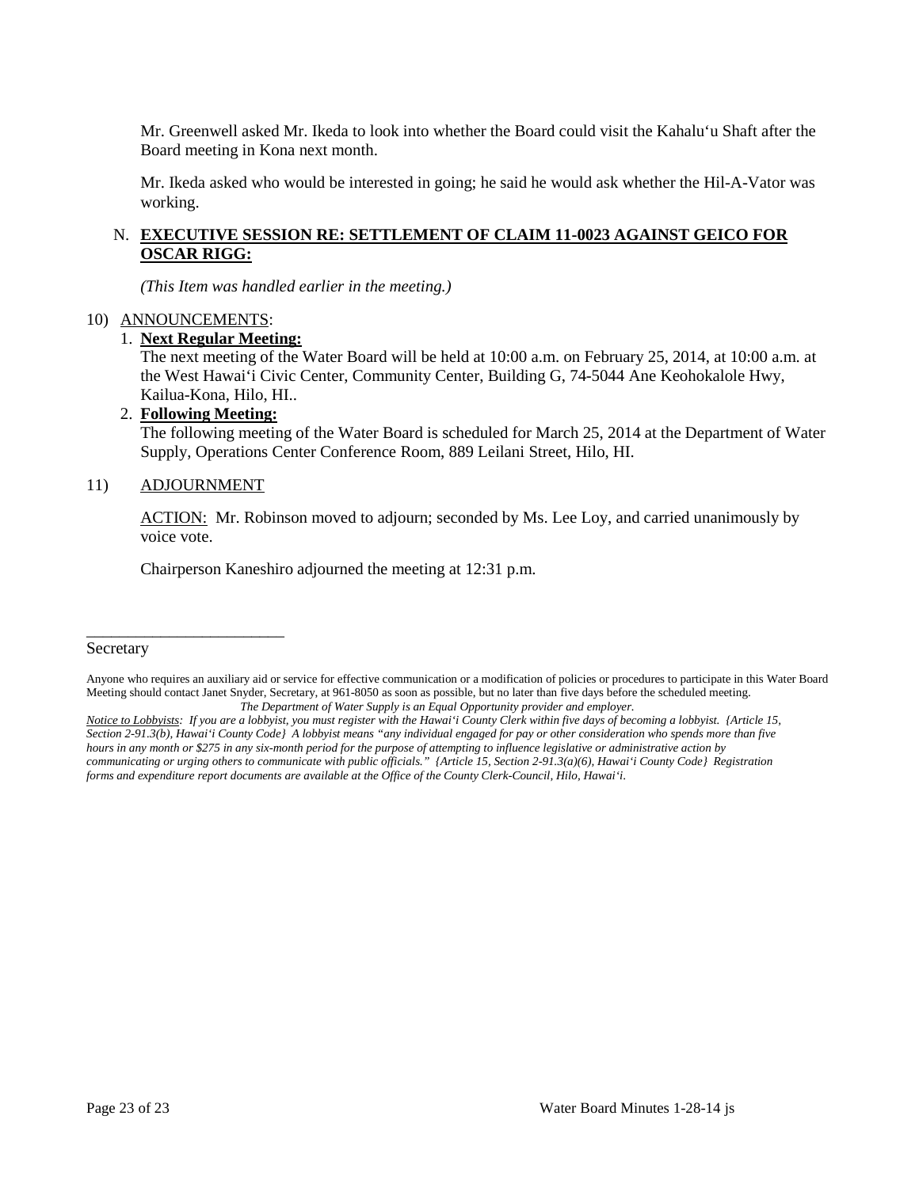Mr. Greenwell asked Mr. Ikeda to look into whether the Board could visit the Kahalu'u Shaft after the Board meeting in Kona next month.

Mr. Ikeda asked who would be interested in going; he said he would ask whether the Hil-A-Vator was working.

N. **EXECUTIVE SESSION RE: SETTLEMENT OF CLAIM 11-0023 AGAINST GEICO FOR OSCAR RIGG:**

*(This Item was handled earlier in the meeting.)*

10) ANNOUNCEMENTS:

1. **Next Regular Meeting:**
   The next meeting of the Water Board will be held at 10:00 a.m. on February 25, 2014, at 10:00 a.m. at the West Hawai'i Civic Center, Community Center, Building G, 74-5044 Ane Keohokalole Hwy, Kailua-Kona, Hilo, HI..

2. **Following Meeting:**
   The following meeting of the Water Board is scheduled for March 25, 2014 at the Department of Water Supply, Operations Center Conference Room, 889 Leilani Street, Hilo, HI.

11) ADJOURNMENT

ACTION: Mr. Robinson moved to adjourn; seconded by Ms. Lee Loy, and carried unanimously by voice vote.

Chairperson Kaneshiro adjourned the meeting at 12:31 p.m.

\_\_\_\_\_\_\_\_\_\_\_\_\_\_\_\_\_\_\_\_\_\_\_\_\_\_

Secretary

Anyone who requires an auxiliary aid or service for effective communication or a modification of policies or procedures to participate in this Water Board Meeting should contact Janet Snyder, Secretary, at 961-8050 as soon as possible, but no later than five days before the scheduled meeting.

*The Department of Water Supply is an Equal Opportunity provider and employer.*

*Notice to Lobbyists: If you are a lobbyist, you must register with the Hawai'i County Clerk within five days of becoming a lobbyist. {Article 15, Section 2-91.3(b), Hawai'i County Code} A lobbyist means "any individual engaged for pay or other consideration who spends more than five hours in any month or $275 in any six-month period for the purpose of attempting to influence legislative or administrative action by communicating or urging others to communicate with public officials." {Article 15, Section 2-91.3(a)(6), Hawai'i County Code} Registration forms and expenditure report documents are available at the Office of the County Clerk-Council, Hilo, Hawai'i.*